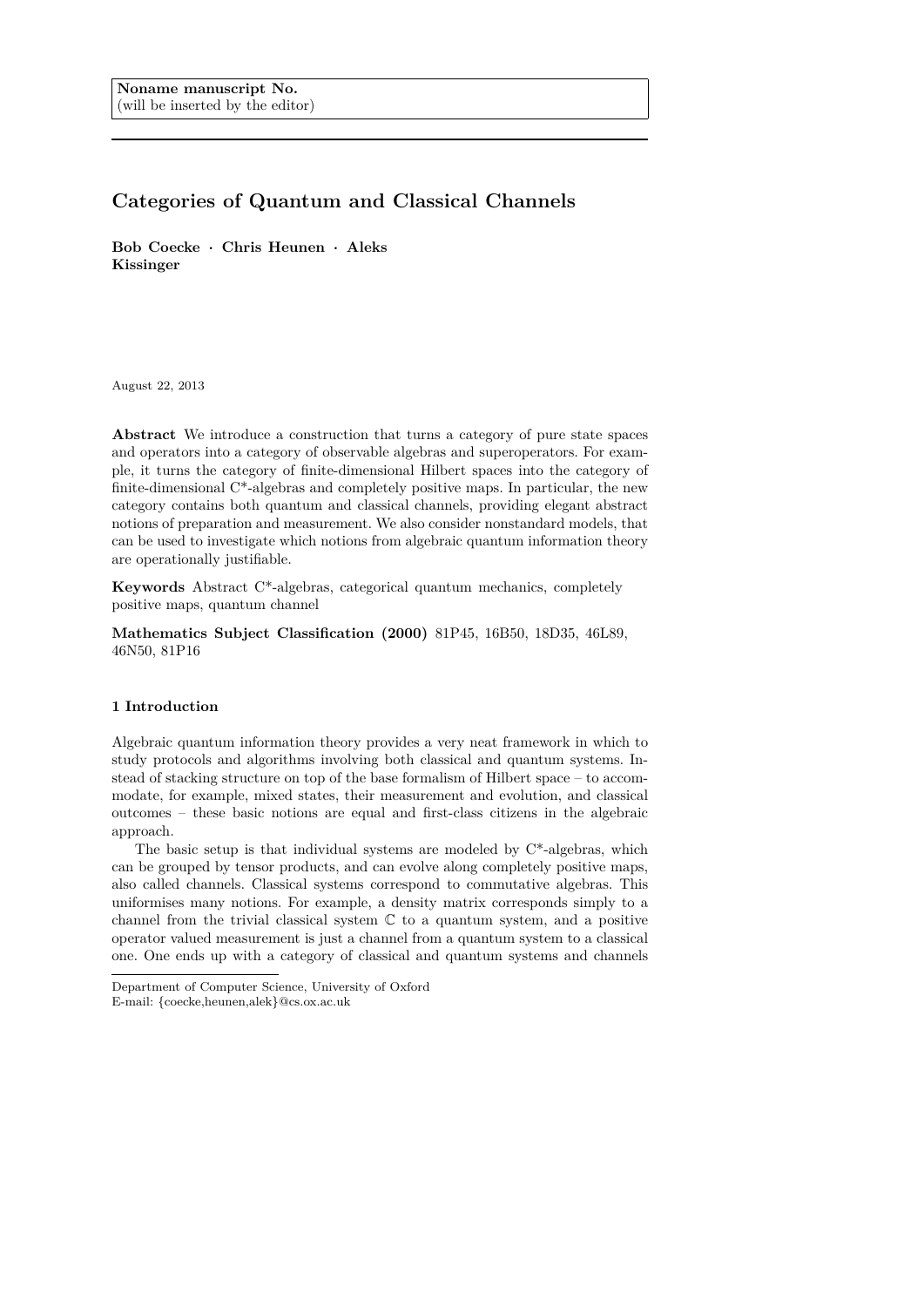Noname manuscript No.
(will be inserted by the editor)

# Categories of Quantum and Classical Channels

**Bob Coecke · Chris Heunen · Aleks Kissinger**

August 22, 2013

**Abstract** We introduce a construction that turns a category of pure state spaces and operators into a category of observable algebras and superoperators. For example, it turns the category of finite-dimensional Hilbert spaces into the category of finite-dimensional C*-algebras and completely positive maps. In particular, the new category contains both quantum and classical channels, providing elegant abstract notions of preparation and measurement. We also consider nonstandard models, that can be used to investigate which notions from algebraic quantum information theory are operationally justifiable.

**Keywords** Abstract C*-algebras, categorical quantum mechanics, completely positive maps, quantum channel

**Mathematics Subject Classification (2000)** 81P45, 16B50, 18D35, 46L89, 46N50, 81P16

## 1 Introduction

Algebraic quantum information theory provides a very neat framework in which to study protocols and algorithms involving both classical and quantum systems. Instead of stacking structure on top of the base formalism of Hilbert space – to accommodate, for example, mixed states, their measurement and evolution, and classical outcomes – these basic notions are equal and first-class citizens in the algebraic approach.

The basic setup is that individual systems are modeled by C*-algebras, which can be grouped by tensor products, and can evolve along completely positive maps, also called channels. Classical systems correspond to commutative algebras. This uniformises many notions. For example, a density matrix corresponds simply to a channel from the trivial classical system $\mathbb{C}$ to a quantum system, and a positive operator valued measurement is just a channel from a quantum system to a classical one. One ends up with a category of classical and quantum systems and channels

Department of Computer Science, University of Oxford
E-mail: {coecke,heunen,alek}@cs.ox.ac.uk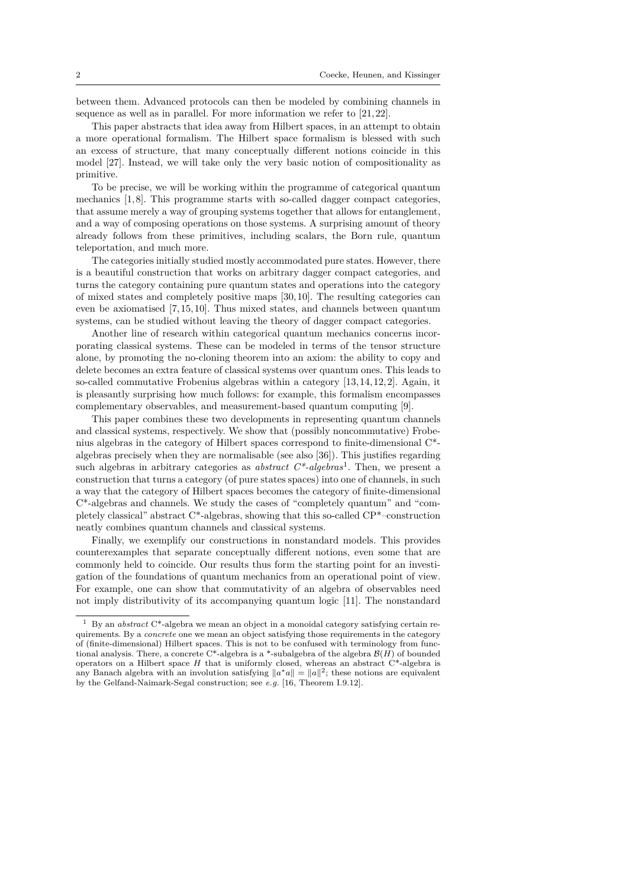between them. Advanced protocols can then be modeled by combining channels in sequence as well as in parallel. For more information we refer to [21, 22].

This paper abstracts that idea away from Hilbert spaces, in an attempt to obtain a more operational formalism. The Hilbert space formalism is blessed with such an excess of structure, that many conceptually different notions coincide in this model [27]. Instead, we will take only the very basic notion of compositionality as primitive.

To be precise, we will be working within the programme of categorical quantum mechanics [1, 8]. This programme starts with so-called dagger compact categories, that assume merely a way of grouping systems together that allows for entanglement, and a way of composing operations on those systems. A surprising amount of theory already follows from these primitives, including scalars, the Born rule, quantum teleportation, and much more.

The categories initially studied mostly accommodated pure states. However, there is a beautiful construction that works on arbitrary dagger compact categories, and turns the category containing pure quantum states and operations into the category of mixed states and completely positive maps [30, 10]. The resulting categories can even be axiomatised [7, 15, 10]. Thus mixed states, and channels between quantum systems, can be studied without leaving the theory of dagger compact categories.

Another line of research within categorical quantum mechanics concerns incorporating classical systems. These can be modeled in terms of the tensor structure alone, by promoting the no-cloning theorem into an axiom: the ability to copy and delete becomes an extra feature of classical systems over quantum ones. This leads to so-called commutative Frobenius algebras within a category [13, 14, 12, 2]. Again, it is pleasantly surprising how much follows: for example, this formalism encompasses complementary observables, and measurement-based quantum computing [9].

This paper combines these two developments in representing quantum channels and classical systems, respectively. We show that (possibly noncommutative) Frobenius algebras in the category of Hilbert spaces correspond to finite-dimensional C*-algebras precisely when they are normalisable (see also [36]). This justifies regarding such algebras in arbitrary categories as *abstract C\*-algebras*[1]. Then, we present a construction that turns a category (of pure states spaces) into one of channels, in such a way that the category of Hilbert spaces becomes the category of finite-dimensional C*-algebras and channels. We study the cases of "completely quantum" and "completely classical" abstract C*-algebras, showing that this so-called CP*–construction neatly combines quantum channels and classical systems.

Finally, we exemplify our constructions in nonstandard models. This provides counterexamples that separate conceptually different notions, even some that are commonly held to coincide. Our results thus form the starting point for an investigation of the foundations of quantum mechanics from an operational point of view. For example, one can show that commutativity of an algebra of observables need not imply distributivity of its accompanying quantum logic [11]. The nonstandard

---

[1] By an *abstract* C*-algebra we mean an object in a monoidal category satisfying certain requirements. By a *concrete* one we mean an object satisfying those requirements in the category of (finite-dimensional) Hilbert spaces. This is not to be confused with terminology from functional analysis. There, a concrete C*-algebra is a *-subalgebra of the algebra $\mathcal{B}(H)$ of bounded operators on a Hilbert space $H$ that is uniformly closed, whereas an abstract C*-algebra is any Banach algebra with an involution satisfying $\|a^*a\| = \|a\|^2$; these notions are equivalent by the Gelfand-Naimark-Segal construction; see *e.g.* [16, Theorem I.9.12].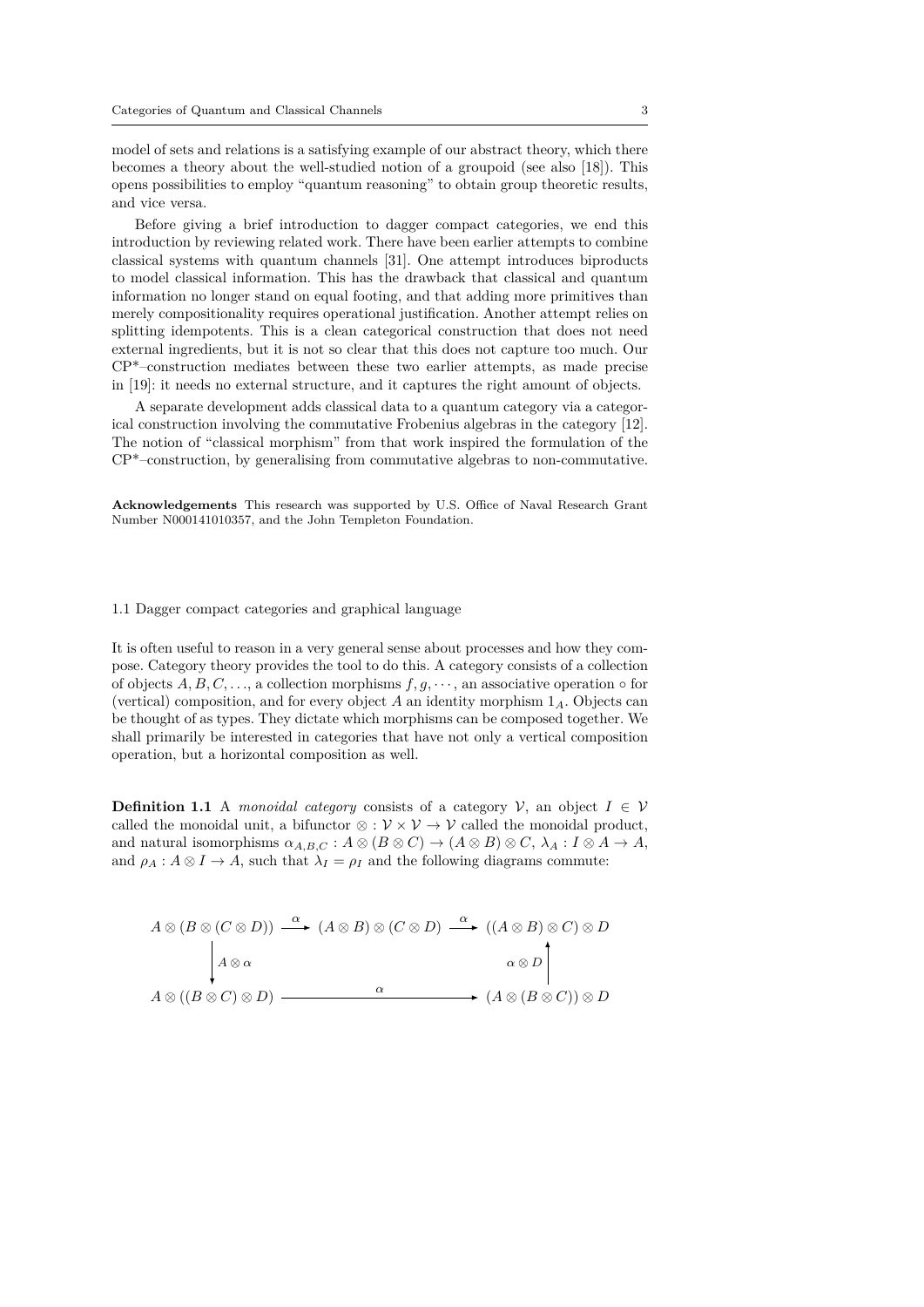model of sets and relations is a satisfying example of our abstract theory, which there becomes a theory about the well-studied notion of a groupoid (see also [18]). This opens possibilities to employ "quantum reasoning" to obtain group theoretic results, and vice versa.

Before giving a brief introduction to dagger compact categories, we end this introduction by reviewing related work. There have been earlier attempts to combine classical systems with quantum channels [31]. One attempt introduces biproducts to model classical information. This has the drawback that classical and quantum information no longer stand on equal footing, and that adding more primitives than merely compositionality requires operational justification. Another attempt relies on splitting idempotents. This is a clean categorical construction that does not need external ingredients, but it is not so clear that this does not capture too much. Our CP*–construction mediates between these two earlier attempts, as made precise in [19]: it needs no external structure, and it captures the right amount of objects.

A separate development adds classical data to a quantum category via a categorical construction involving the commutative Frobenius algebras in the category [12]. The notion of "classical morphism" from that work inspired the formulation of the CP*–construction, by generalising from commutative algebras to non-commutative.

**Acknowledgements** This research was supported by U.S. Office of Naval Research Grant Number N000141010357, and the John Templeton Foundation.

### 1.1 Dagger compact categories and graphical language

It is often useful to reason in a very general sense about processes and how they compose. Category theory provides the tool to do this. A category consists of a collection of objects $A, B, C, \ldots$, a collection morphisms $f, g, \cdots$, an associative operation $\circ$ for (vertical) composition, and for every object $A$ an identity morphism $1_A$. Objects can be thought of as types. They dictate which morphisms can be composed together. We shall primarily be interested in categories that have not only a vertical composition operation, but a horizontal composition as well.

**Definition 1.1** A *monoidal category* consists of a category $\mathcal{V}$, an object $I \in \mathcal{V}$ called the monoidal unit, a bifunctor $\otimes : \mathcal{V} \times \mathcal{V} \to \mathcal{V}$ called the monoidal product, and natural isomorphisms $\alpha_{A,B,C} : A \otimes (B \otimes C) \to (A \otimes B) \otimes C$, $\lambda_A : I \otimes A \to A$, and $\rho_A : A \otimes I \to A$, such that $\lambda_I = \rho_I$ and the following diagrams commute:

$$
\begin{array}{ccccc}
A \otimes (B \otimes (C \otimes D)) & \xrightarrow{\alpha} & (A \otimes B) \otimes (C \otimes D) & \xrightarrow{\alpha} & ((A \otimes B) \otimes C) \otimes D \\
\big\downarrow{\scriptstyle A \otimes \alpha} & & & & \big\uparrow{\scriptstyle \alpha \otimes D} \\
A \otimes ((B \otimes C) \otimes D) & & \xrightarrow{\qquad\qquad \alpha \qquad\qquad} & & (A \otimes (B \otimes C)) \otimes D
\end{array}
$$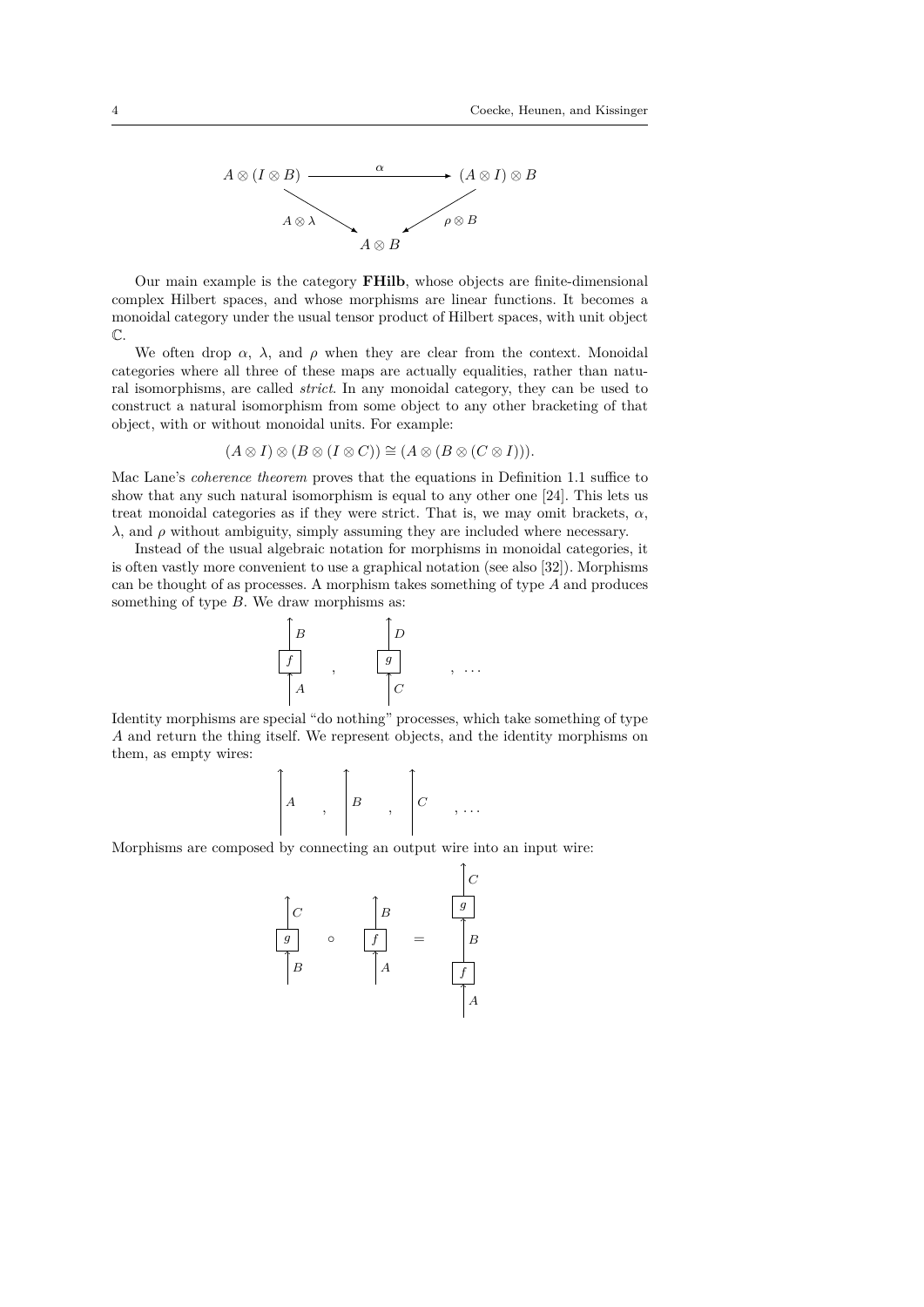$$
\begin{array}{ccc}
A \otimes (I \otimes B) & \xrightarrow{\quad \alpha \quad} & (A \otimes I) \otimes B \\
& {\scriptstyle A \otimes \lambda} \searrow \quad \swarrow {\scriptstyle \rho \otimes B} & \\
& A \otimes B &
\end{array}
$$

Our main example is the category **FHilb**, whose objects are finite-dimensional complex Hilbert spaces, and whose morphisms are linear functions. It becomes a monoidal category under the usual tensor product of Hilbert spaces, with unit object $\mathbb{C}$.

We often drop $\alpha$, $\lambda$, and $\rho$ when they are clear from the context. Monoidal categories where all three of these maps are actually equalities, rather than natural isomorphisms, are called *strict*. In any monoidal category, they can be used to construct a natural isomorphism from some object to any other bracketing of that object, with or without monoidal units. For example:

$$(A \otimes I) \otimes (B \otimes (I \otimes C)) \cong (A \otimes (B \otimes (C \otimes I))).$$

Mac Lane's *coherence theorem* proves that the equations in Definition 1.1 suffice to show that any such natural isomorphism is equal to any other one [24]. This lets us treat monoidal categories as if they were strict. That is, we may omit brackets, $\alpha$, $\lambda$, and $\rho$ without ambiguity, simply assuming they are included where necessary.

Instead of the usual algebraic notation for morphisms in monoidal categories, it is often vastly more convenient to use a graphical notation (see also [32]). Morphisms can be thought of as processes. A morphism takes something of type $A$ and produces something of type $B$. We draw morphisms as:

[Diagram: box $f$ with input wire $A$ and output wire $B$; box $g$ with input wire $C$ and output wire $D$; , ...]

Identity morphisms are special "do nothing" processes, which take something of type $A$ and return the thing itself. We represent objects, and the identity morphisms on them, as empty wires:

[Diagram: empty wires labelled $A$ , $B$ , $C$ , ...]

Morphisms are composed by connecting an output wire into an input wire:

[Diagram: box $g$ (input $B$, output $C$) $\circ$ box $f$ (input $A$, output $B$) $=$ box $f$ with input $A$, connected by wire $B$ to box $g$ with output $C$]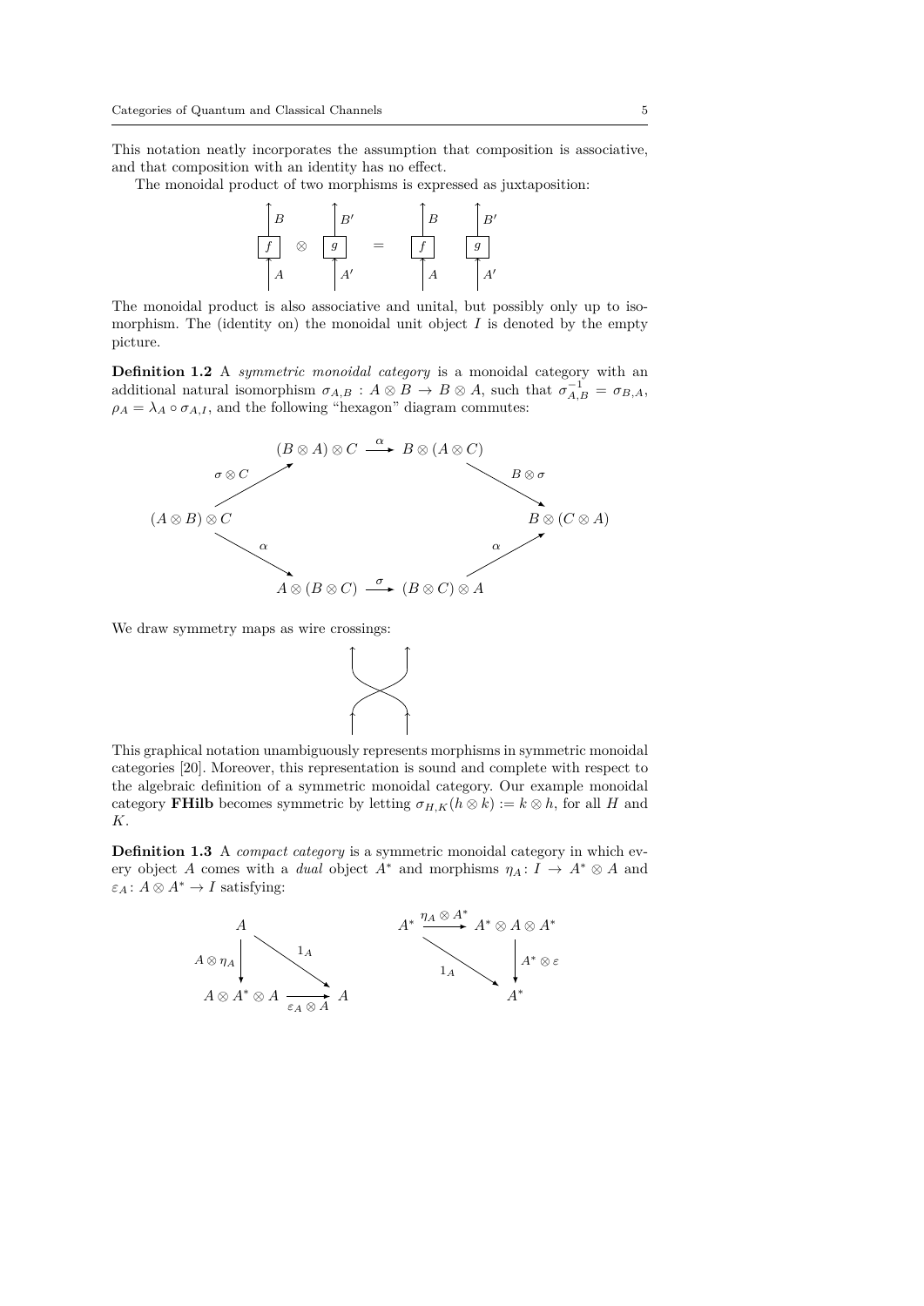This notation neatly incorporates the assumption that composition is associative, and that composition with an identity has no effect.

The monoidal product of two morphisms is expressed as juxtaposition:

$$\left(\begin{array}{c} B \\ \boxed{f} \\ A \end{array}\right) \otimes \left(\begin{array}{c} B' \\ \boxed{g} \\ A' \end{array}\right) = \begin{array}{cc} B & B' \\ \boxed{f} & \boxed{g} \\ A & A' \end{array}$$

The monoidal product is also associative and unital, but possibly only up to isomorphism. The (identity on) the monoidal unit object $I$ is denoted by the empty picture.

**Definition 1.2** A *symmetric monoidal category* is a monoidal category with an additional natural isomorphism $\sigma_{A,B} : A \otimes B \to B \otimes A$, such that $\sigma_{A,B}^{-1} = \sigma_{B,A}$, $\rho_A = \lambda_A \circ \sigma_{A,I}$, and the following "hexagon" diagram commutes:

$$\begin{array}{ccccc}
 & (B \otimes A) \otimes C & \xrightarrow{\alpha} & B \otimes (A \otimes C) & \\
{\scriptstyle \sigma \otimes C} \nearrow & & & & \searrow {\scriptstyle B \otimes \sigma} \\
(A \otimes B) \otimes C & & & & B \otimes (C \otimes A) \\
{\scriptstyle \alpha} \searrow & & & & \nearrow {\scriptstyle \alpha} \\
 & A \otimes (B \otimes C) & \xrightarrow{\sigma} & (B \otimes C) \otimes A &
\end{array}$$

We draw symmetry maps as wire crossings:

[Diagram: two wires crossing]

This graphical notation unambiguously represents morphisms in symmetric monoidal categories [20]. Moreover, this representation is sound and complete with respect to the algebraic definition of a symmetric monoidal category. Our example monoidal category **FHilb** becomes symmetric by letting $\sigma_{H,K}(h \otimes k) := k \otimes h$, for all $H$ and $K$.

**Definition 1.3** A *compact category* is a symmetric monoidal category in which every object $A$ comes with a *dual* object $A^*$ and morphisms $\eta_A \colon I \to A^* \otimes A$ and $\varepsilon_A \colon A \otimes A^* \to I$ satisfying:

$$\begin{array}{ccc}
A & & \\
{\scriptstyle A \otimes \eta_A} \downarrow & \searrow^{1_A} & \\
A \otimes A^* \otimes A & \xrightarrow[\varepsilon_A \otimes A]{} & A
\end{array}
\qquad\qquad
\begin{array}{ccc}
A^* & \xrightarrow{\eta_A \otimes A^*} & A^* \otimes A \otimes A^* \\
 & {\scriptstyle 1_A} \searrow & \downarrow {\scriptstyle A^* \otimes \varepsilon} \\
 & & A^*
\end{array}$$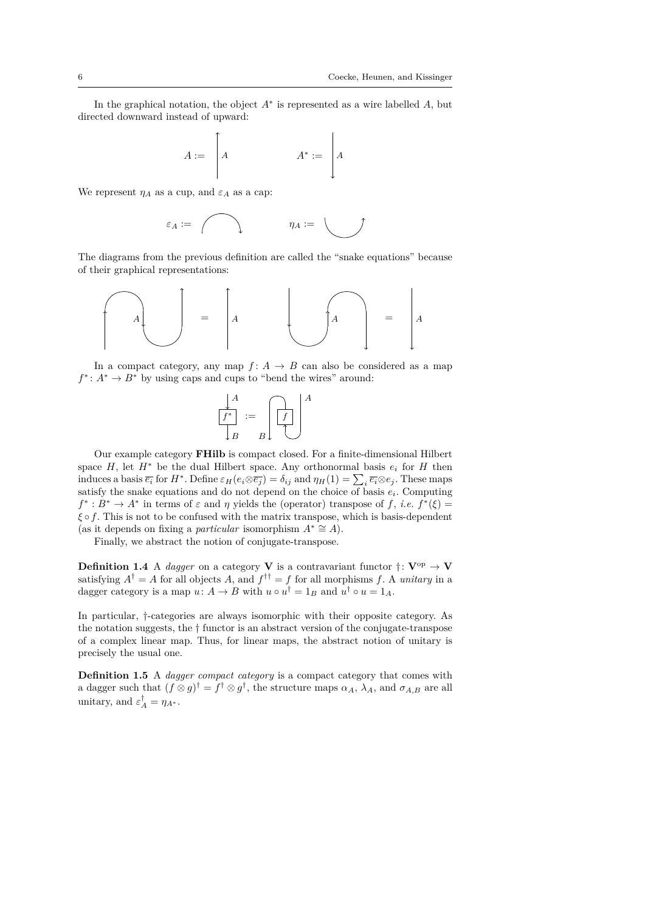In the graphical notation, the object $A^*$ is represented as a wire labelled $A$, but directed downward instead of upward:

We represent $\eta_A$ as a cup, and $\varepsilon_A$ as a cap:

The diagrams from the previous definition are called the "snake equations" because of their graphical representations:

In a compact category, any map $f\colon A \to B$ can also be considered as a map $f^*\colon A^* \to B^*$ by using caps and cups to "bend the wires" around:

Our example category **FHilb** is compact closed. For a finite-dimensional Hilbert space $H$, let $H^*$ be the dual Hilbert space. Any orthonormal basis $e_i$ for $H$ then induces a basis $\overline{e_i}$ for $H^*$. Define $\varepsilon_H(e_i \otimes \overline{e_j}) = \delta_{ij}$ and $\eta_H(1) = \sum_i \overline{e_i} \otimes e_j$. These maps satisfy the snake equations and do not depend on the choice of basis $e_i$. Computing $f^* : B^* \to A^*$ in terms of $\varepsilon$ and $\eta$ yields the (operator) transpose of $f$, *i.e.* $f^*(\xi) = \xi \circ f$. This is not to be confused with the matrix transpose, which is basis-dependent (as it depends on fixing a *particular* isomorphism $A^* \cong A$).

Finally, we abstract the notion of conjugate-transpose.

**Definition 1.4** A *dagger* on a category $\mathbf{V}$ is a contravariant functor $\dagger\colon \mathbf{V}^{\mathrm{op}} \to \mathbf{V}$ satisfying $A^\dagger = A$ for all objects $A$, and $f^{\dagger\dagger} = f$ for all morphisms $f$. A *unitary* in a dagger category is a map $u\colon A \to B$ with $u \circ u^\dagger = 1_B$ and $u^\dagger \circ u = 1_A$.

In particular, †-categories are always isomorphic with their opposite category. As the notation suggests, the † functor is an abstract version of the conjugate-transpose of a complex linear map. Thus, for linear maps, the abstract notion of unitary is precisely the usual one.

**Definition 1.5** A *dagger compact category* is a compact category that comes with a dagger such that $(f \otimes g)^\dagger = f^\dagger \otimes g^\dagger$, the structure maps $\alpha_A$, $\lambda_A$, and $\sigma_{A,B}$ are all unitary, and $\varepsilon_A^\dagger = \eta_{A^*}$.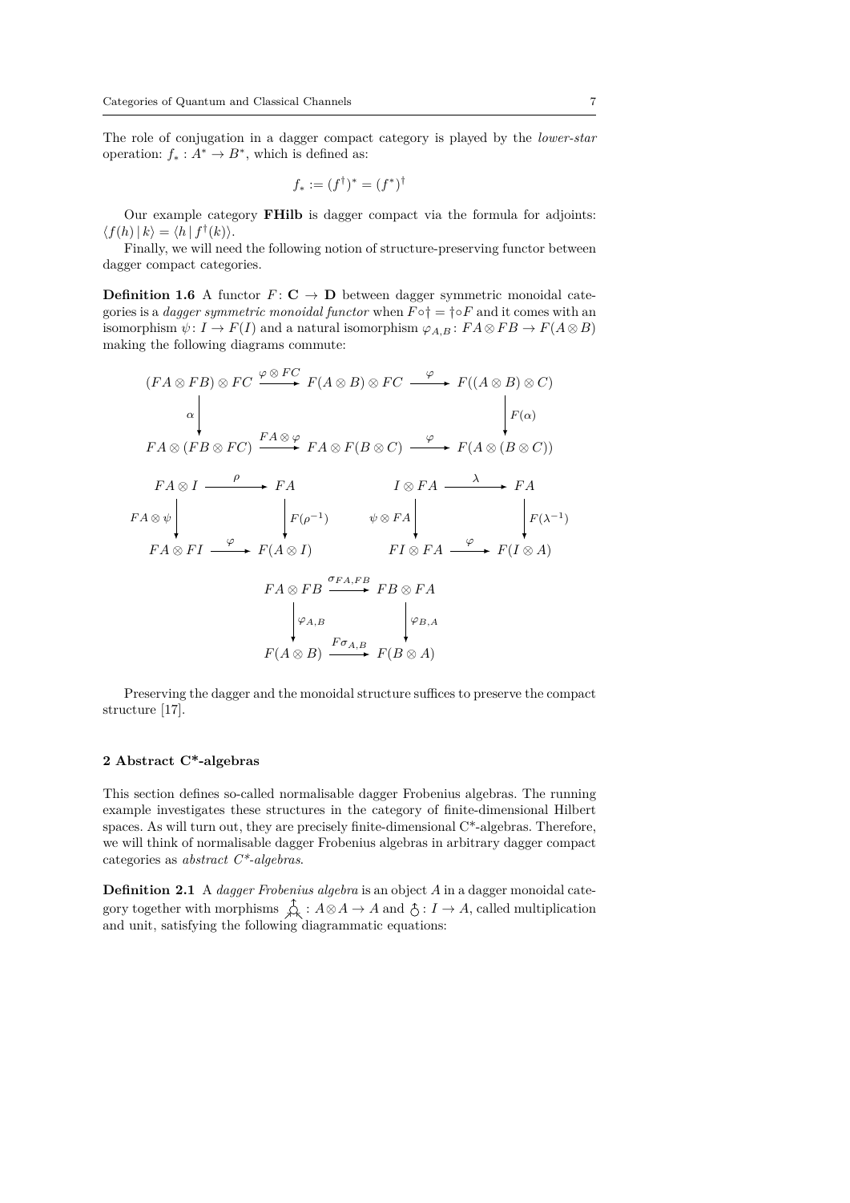The role of conjugation in a dagger compact category is played by the *lower-star* operation: $f_* : A^* \to B^*$, which is defined as:

$$f_* := (f^\dagger)^* = (f^*)^\dagger$$

Our example category **FHilb** is dagger compact via the formula for adjoints: $\langle f(h) \,|\, k\rangle = \langle h \,|\, f^\dagger(k)\rangle$.

Finally, we will need the following notion of structure-preserving functor between dagger compact categories.

**Definition 1.6** A functor $F\colon \mathbf{C} \to \mathbf{D}$ between dagger symmetric monoidal categories is a *dagger symmetric monoidal functor* when $F \circ \dagger = \dagger \circ F$ and it comes with an isomorphism $\psi\colon I \to F(I)$ and a natural isomorphism $\varphi_{A,B}\colon FA \otimes FB \to F(A \otimes B)$ making the following diagrams commute:

$$\begin{array}{ccccc}
(FA \otimes FB) \otimes FC & \xrightarrow{\varphi \otimes FC} & F(A \otimes B) \otimes FC & \xrightarrow{\varphi} & F((A \otimes B) \otimes C) \\
\downarrow{\scriptstyle \alpha} & & & & \downarrow{\scriptstyle F(\alpha)} \\
FA \otimes (FB \otimes FC) & \xrightarrow{FA \otimes \varphi} & FA \otimes F(B \otimes C) & \xrightarrow{\varphi} & F(A \otimes (B \otimes C))
\end{array}$$

$$\begin{array}{ccc}
FA \otimes I & \xrightarrow{\rho} & FA \\
\downarrow{\scriptstyle FA \otimes \psi} & & \downarrow{\scriptstyle F(\rho^{-1})} \\
FA \otimes FI & \xrightarrow{\varphi} & F(A \otimes I)
\end{array}
\qquad
\begin{array}{ccc}
I \otimes FA & \xrightarrow{\lambda} & FA \\
\downarrow{\scriptstyle \psi \otimes FA} & & \downarrow{\scriptstyle F(\lambda^{-1})} \\
FI \otimes FA & \xrightarrow{\varphi} & F(I \otimes A)
\end{array}$$

$$\begin{array}{ccc}
FA \otimes FB & \xrightarrow{\sigma_{FA,FB}} & FB \otimes FA \\
\downarrow{\scriptstyle \varphi_{A,B}} & & \downarrow{\scriptstyle \varphi_{B,A}} \\
F(A \otimes B) & \xrightarrow{F\sigma_{A,B}} & F(B \otimes A)
\end{array}$$

Preserving the dagger and the monoidal structure suffices to preserve the compact structure [17].

## 2 Abstract C*-algebras

This section defines so-called normalisable dagger Frobenius algebras. The running example investigates these structures in the category of finite-dimensional Hilbert spaces. As will turn out, they are precisely finite-dimensional C*-algebras. Therefore, we will think of normalisable dagger Frobenius algebras in arbitrary dagger compact categories as *abstract C\*-algebras*.

**Definition 2.1** A *dagger Frobenius algebra* is an object $A$ in a dagger monoidal category together with morphisms $\mu\colon A \otimes A \to A$ and $\eta\colon I \to A$, called multiplication and unit, satisfying the following diagrammatic equations: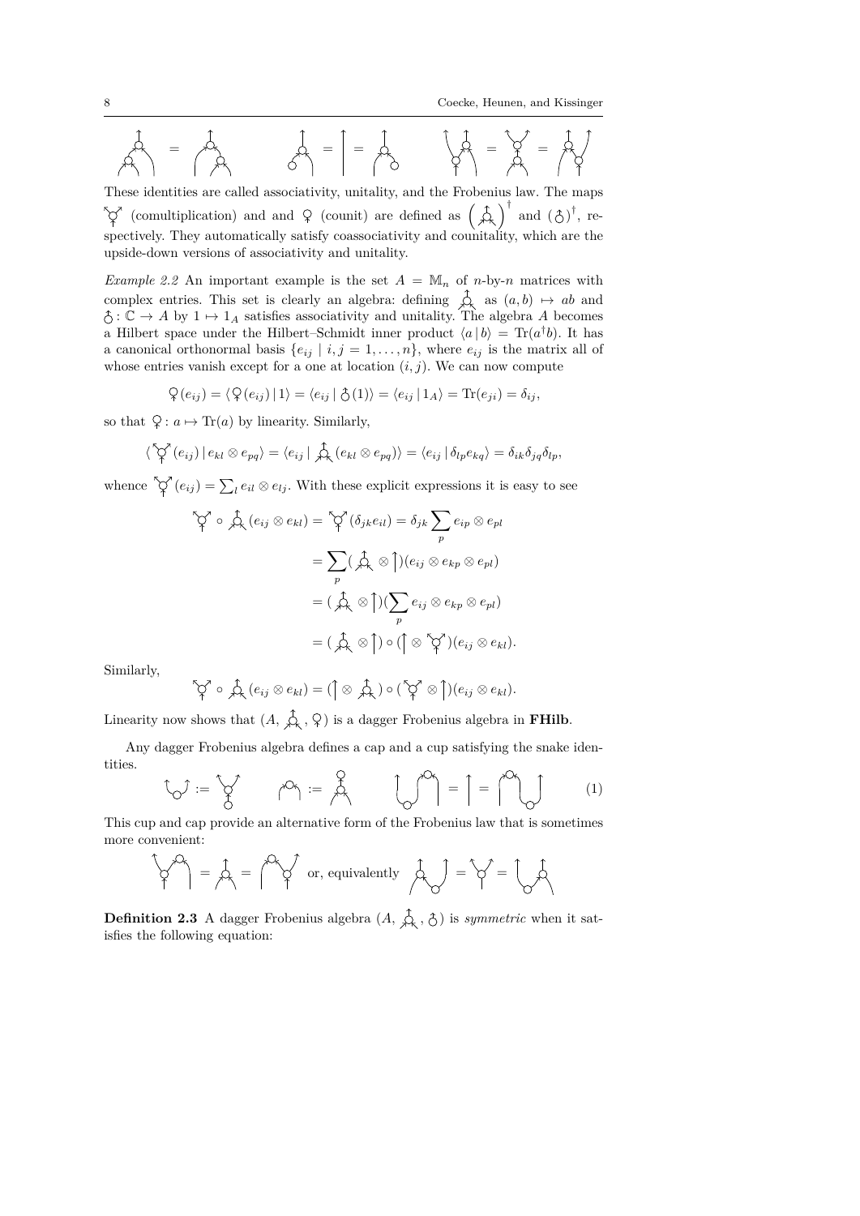These identities are called associativity, unitality, and the Frobenius law. The maps (comultiplication) and and (counit) are defined as $(\text{multiplication})^\dagger$ and $(\text{unit})^\dagger$, respectively. They automatically satisfy coassociativity and counitality, which are the upside-down versions of associativity and unitality.

*Example 2.2* An important example is the set $A = \mathbb{M}_n$ of $n$-by-$n$ matrices with complex entries. This set is clearly an algebra: defining (multiplication) as $(a, b) \mapsto ab$ and (unit)$: \mathbb{C} \to A$ by $1 \mapsto 1_A$ satisfies associativity and unitality. The algebra $A$ becomes a Hilbert space under the Hilbert–Schmidt inner product $\langle a \mid b \rangle = \mathrm{Tr}(a^\dagger b)$. It has a canonical orthonormal basis $\{e_{ij} \mid i, j = 1, \ldots, n\}$, where $e_{ij}$ is the matrix all of whose entries vanish except for a one at location $(i, j)$. We can now compute

$$\text{counit}(e_{ij}) = \langle \text{counit}(e_{ij}) \mid 1 \rangle = \langle e_{ij} \mid \text{unit}(1) \rangle = \langle e_{ij} \mid 1_A \rangle = \mathrm{Tr}(e_{ji}) = \delta_{ij},$$

so that counit$: a \mapsto \mathrm{Tr}(a)$ by linearity. Similarly,

$$\langle \text{comult}(e_{ij}) \mid e_{kl} \otimes e_{pq} \rangle = \langle e_{ij} \mid \text{mult}(e_{kl} \otimes e_{pq}) \rangle = \langle e_{ij} \mid \delta_{lp} e_{kq} \rangle = \delta_{ik}\delta_{jq}\delta_{lp},$$

whence comult$(e_{ij}) = \sum_l e_{il} \otimes e_{lj}$. With these explicit expressions it is easy to see

$$\begin{aligned}
\text{comult} \circ \text{mult}(e_{ij} \otimes e_{kl}) &= \text{comult}(\delta_{jk} e_{il}) = \delta_{jk} \sum_p e_{ip} \otimes e_{pl} \\
&= \sum_p (\text{mult} \otimes \text{id})(e_{ij} \otimes e_{kp} \otimes e_{pl}) \\
&= (\text{mult} \otimes \text{id})(\sum_p e_{ij} \otimes e_{kp} \otimes e_{pl}) \\
&= (\text{mult} \otimes \text{id}) \circ (\text{id} \otimes \text{comult})(e_{ij} \otimes e_{kl}).
\end{aligned}$$

Similarly,

$$\text{comult} \circ \text{mult}(e_{ij} \otimes e_{kl}) = (\text{id} \otimes \text{mult}) \circ (\text{comult} \otimes \text{id})(e_{ij} \otimes e_{kl}).$$

Linearity now shows that $(A,$ mult, counit$)$ is a dagger Frobenius algebra in **FHilb**.

Any dagger Frobenius algebra defines a cap and a cup satisfying the snake identities.

$$\text{cup} := \text{comult} \circ \text{unit} \qquad \text{cap} := \text{counit} \circ \text{mult} \qquad (\text{id} \otimes \text{cap}) \circ (\text{cup} \otimes \text{id}) = \text{id} = (\text{cap} \otimes \text{id}) \circ (\text{id} \otimes \text{cup}) \tag{1}$$

This cup and cap provide an alternative form of the Frobenius law that is sometimes more convenient:

$$(\text{id} \otimes \text{cap}) \circ (\text{comult} \otimes \text{id}) = \text{mult} = (\text{cap} \otimes \text{id}) \circ (\text{id} \otimes \text{comult}) \quad \text{or, equivalently} \quad (\text{mult} \otimes \text{id}) \circ (\text{id} \otimes \text{cup}) = \text{comult} = (\text{id} \otimes \text{mult}) \circ (\text{cup} \otimes \text{id})$$

**Definition 2.3** A dagger Frobenius algebra $(A,$ mult, unit$)$ is *symmetric* when it satisfies the following equation: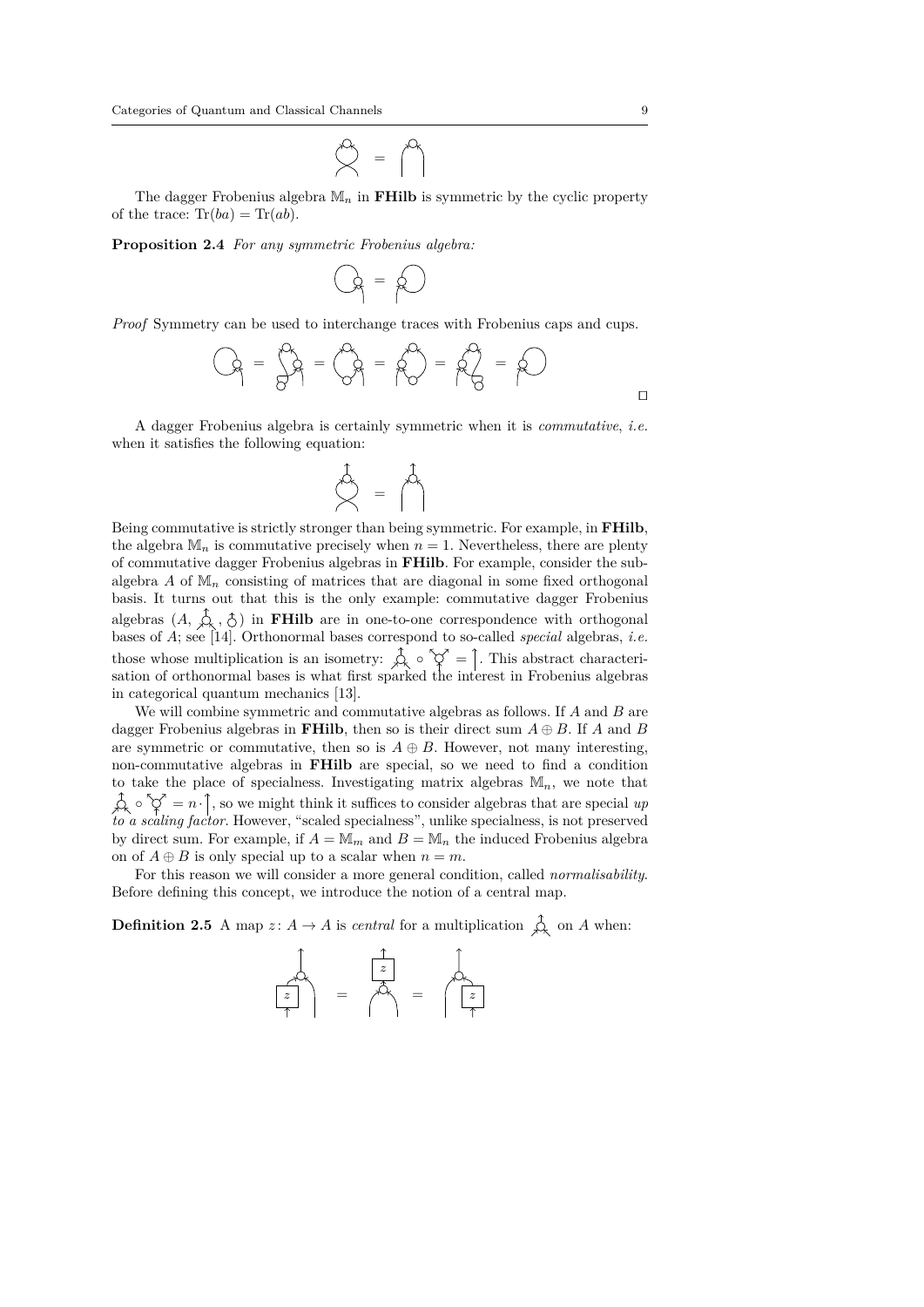The dagger Frobenius algebra $\mathbb{M}_n$ in **FHilb** is symmetric by the cyclic property of the trace: $\mathrm{Tr}(ba) = \mathrm{Tr}(ab)$.

**Proposition 2.4** *For any symmetric Frobenius algebra:*

*Proof* Symmetry can be used to interchange traces with Frobenius caps and cups.

□

A dagger Frobenius algebra is certainly symmetric when it is *commutative*, *i.e.* when it satisfies the following equation:

Being commutative is strictly stronger than being symmetric. For example, in **FHilb**, the algebra $\mathbb{M}_n$ is commutative precisely when $n = 1$. Nevertheless, there are plenty of commutative dagger Frobenius algebras in **FHilb**. For example, consider the subalgebra $A$ of $\mathbb{M}_n$ consisting of matrices that are diagonal in some fixed orthogonal basis. It turns out that this is the only example: commutative dagger Frobenius algebras $(A, \cdot, \cdot)$ in **FHilb** are in one-to-one correspondence with orthogonal bases of $A$; see [14]. Orthonormal bases correspond to so-called *special* algebras, *i.e.* those whose multiplication is an isometry: $\circ = $. This abstract characterisation of orthonormal bases is what first sparked the interest in Frobenius algebras in categorical quantum mechanics [13].

We will combine symmetric and commutative algebras as follows. If $A$ and $B$ are dagger Frobenius algebras in **FHilb**, then so is their direct sum $A \oplus B$. If $A$ and $B$ are symmetric or commutative, then so is $A \oplus B$. However, not many interesting, non-commutative algebras in **FHilb** are special, so we need to find a condition to take the place of specialness. Investigating matrix algebras $\mathbb{M}_n$, we note that $\circ = n \cdot$, so we might think it suffices to consider algebras that are special *up to a scaling factor*. However, "scaled specialness", unlike specialness, is not preserved by direct sum. For example, if $A = \mathbb{M}_m$ and $B = \mathbb{M}_n$ the induced Frobenius algebra on of $A \oplus B$ is only special up to a scalar when $n = m$.

For this reason we will consider a more general condition, called *normalisability*. Before defining this concept, we introduce the notion of a central map.

**Definition 2.5** A map $z\colon A \to A$ is *central* for a multiplication on $A$ when: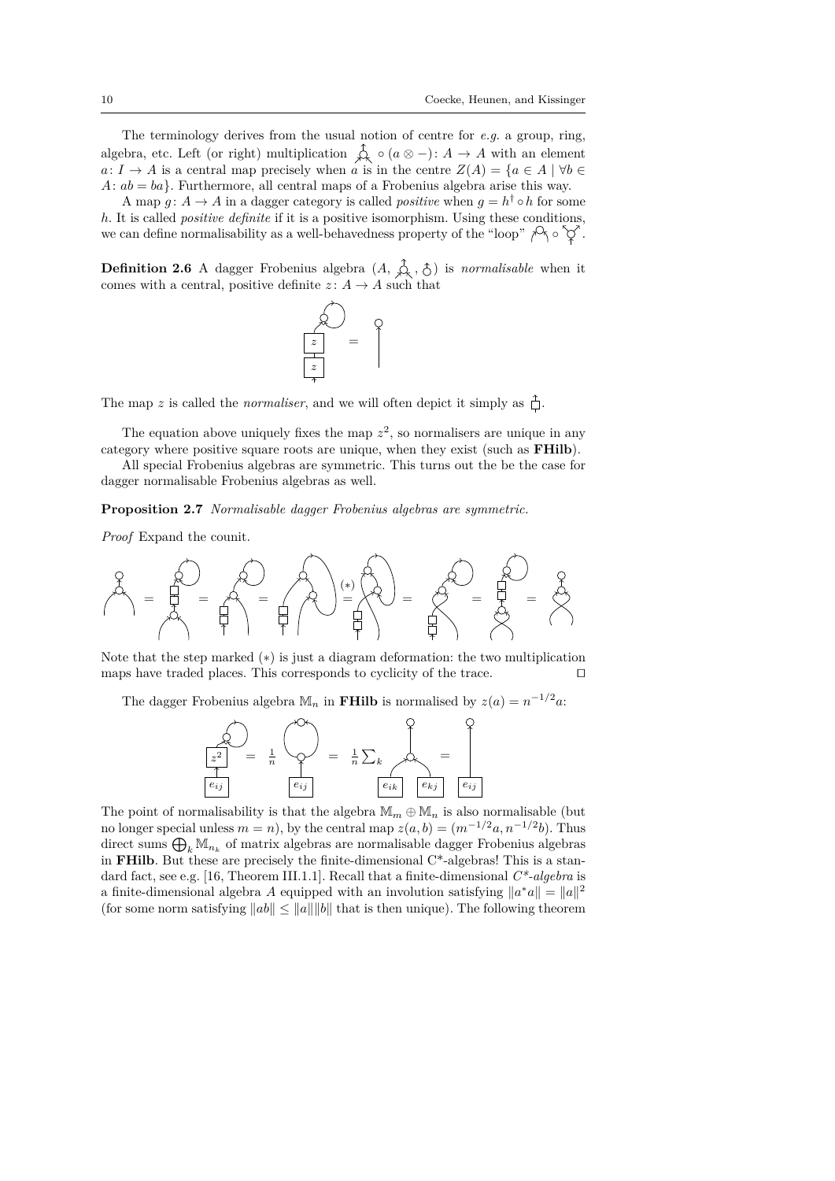The terminology derives from the usual notion of centre for *e.g.* a group, ring, algebra, etc. Left (or right) multiplication $\circ (a \otimes -): A \to A$ with an element $a: I \to A$ is a central map precisely when $a$ is in the centre $Z(A) = \{a \in A \mid \forall b \in A: ab = ba\}$. Furthermore, all central maps of a Frobenius algebra arise this way.

A map $g: A \to A$ in a dagger category is called *positive* when $g = h^\dagger \circ h$ for some $h$. It is called *positive definite* if it is a positive isomorphism. Using these conditions, we can define normalisability as a well-behavedness property of the "loop" $\circ$ .

**Definition 2.6** A dagger Frobenius algebra $(A, , )$ is *normalisable* when it comes with a central, positive definite $z: A \to A$ such that

The map $z$ is called the *normaliser*, and we will often depict it simply as .

The equation above uniquely fixes the map $z^2$, so normalisers are unique in any category where positive square roots are unique, when they exist (such as **FHilb**).

All special Frobenius algebras are symmetric. This turns out the be the case for dagger normalisable Frobenius algebras as well.

**Proposition 2.7** *Normalisable dagger Frobenius algebras are symmetric.*

*Proof* Expand the counit.

Note that the step marked $(*)$ is just a diagram deformation: the two multiplication maps have traded places. This corresponds to cyclicity of the trace. □

The dagger Frobenius algebra $\mathbb{M}_n$ in **FHilb** is normalised by $z(a) = n^{-1/2}a$:

$$z^2 \circ e_{ij} = \frac{1}{n} \cdots e_{ij} = \frac{1}{n}\sum_k \cdots (e_{ik}, e_{kj}) = \cdots e_{ij}$$

The point of normalisability is that the algebra $\mathbb{M}_m \oplus \mathbb{M}_n$ is also normalisable (but no longer special unless $m = n$), by the central map $z(a, b) = (m^{-1/2}a, n^{-1/2}b)$. Thus direct sums $\bigoplus_k \mathbb{M}_{n_k}$ of matrix algebras are normalisable dagger Frobenius algebras in **FHilb**. But these are precisely the finite-dimensional C*-algebras! This is a standard fact, see e.g. [16, Theorem III.1.1]. Recall that a finite-dimensional *C\*-algebra* is a finite-dimensional algebra $A$ equipped with an involution satisfying $\|a^*a\| = \|a\|^2$ (for some norm satisfying $\|ab\| \leq \|a\|\|b\|$ that is then unique). The following theorem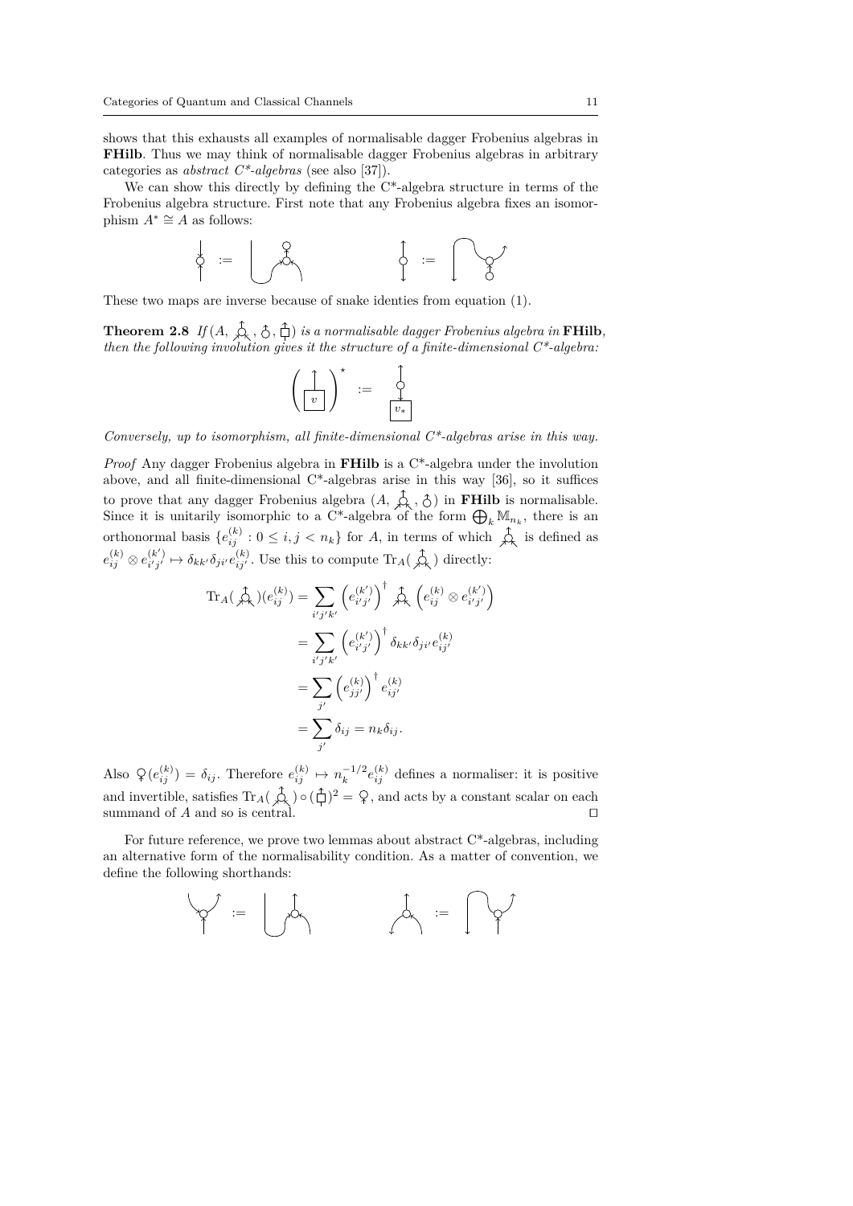shows that this exhausts all examples of normalisable dagger Frobenius algebras in **FHilb**. Thus we may think of normalisable dagger Frobenius algebras in arbitrary categories as *abstract C\*-algebras* (see also [37]).

We can show this directly by defining the C\*-algebra structure in terms of the Frobenius algebra structure. First note that any Frobenius algebra fixes an isomorphism $A^* \cong A$ as follows:

These two maps are inverse because of snake identies from equation (1).

**Theorem 2.8** *If $(A,$ ⋏ $,$ ♁ $,$ ⍐ $)$ is a normalisable dagger Frobenius algebra in* **FHilb**, *then the following involution gives it the structure of a finite-dimensional C\*-algebra:*

*Conversely, up to isomorphism, all finite-dimensional C\*-algebras arise in this way.*

*Proof* Any dagger Frobenius algebra in **FHilb** is a C\*-algebra under the involution above, and all finite-dimensional C\*-algebras arise in this way [36], so it suffices to prove that any dagger Frobenius algebra $(A,$ ⋏ $,$ ♁ $)$ in **FHilb** is normalisable. Since it is unitarily isomorphic to a C\*-algebra of the form $\bigoplus_k \mathbb{M}_{n_k}$, there is an orthonormal basis $\{e^{(k)}_{ij} : 0 \leq i, j < n_k\}$ for $A$, in terms of which ⋏ is defined as $e^{(k)}_{ij} \otimes e^{(k')}_{i'j'} \mapsto \delta_{kk'}\delta_{ji'}e^{(k)}_{ij'}$. Use this to compute $\mathrm{Tr}_A($ ⋏ $)$ directly:

$$
\begin{aligned}
\mathrm{Tr}_A(\curlywedge)(e^{(k)}_{ij}) &= \sum_{i'j'k'} \left(e^{(k')}_{i'j'}\right)^{\dagger} \curlywedge \left(e^{(k)}_{ij} \otimes e^{(k')}_{i'j'}\right) \\
&= \sum_{i'j'k'} \left(e^{(k')}_{i'j'}\right)^{\dagger} \delta_{kk'}\delta_{ji'}e^{(k)}_{ij'} \\
&= \sum_{j'} \left(e^{(k)}_{jj'}\right)^{\dagger} e^{(k)}_{ij'} \\
&= \sum_{j'} \delta_{ij} = n_k \delta_{ij}.
\end{aligned}
$$

Also ♀ $(e^{(k)}_{ij}) = \delta_{ij}$. Therefore $e^{(k)}_{ij} \mapsto n_k^{-1/2} e^{(k)}_{ij}$ defines a normaliser: it is positive and invertible, satisfies $\mathrm{Tr}_A($ ⋏ $) \circ ($ ⍐ $)^2 =$ ♀, and acts by a constant scalar on each summand of $A$ and so is central. □

For future reference, we prove two lemmas about abstract C\*-algebras, including an alternative form of the normalisability condition. As a matter of convention, we define the following shorthands: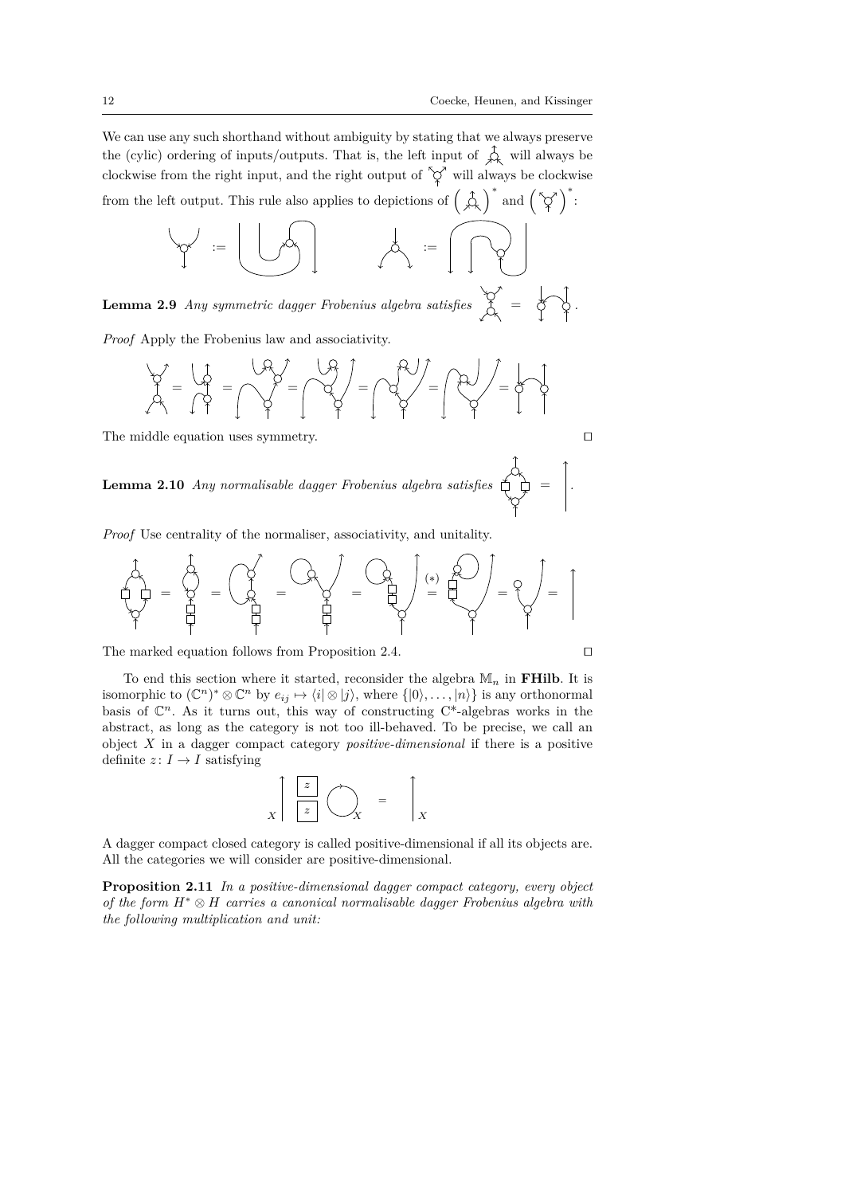We can use any such shorthand without ambiguity by stating that we always preserve the (cylic) ordering of inputs/outputs. That is, the left input of [diagram] will always be clockwise from the right input, and the right output of [diagram] will always be clockwise from the left output. This rule also applies to depictions of $\left( [diagram] \right)^*$ and $\left( [diagram] \right)^*$:

**Lemma 2.9** *Any symmetric dagger Frobenius algebra satisfies* [diagram] = [diagram].

*Proof* Apply the Frobenius law and associativity.

The middle equation uses symmetry. □

**Lemma 2.10** *Any normalisable dagger Frobenius algebra satisfies* [diagram] = [diagram].

*Proof* Use centrality of the normaliser, associativity, and unitality.

The marked equation follows from Proposition 2.4. □

To end this section where it started, reconsider the algebra $\mathbb{M}_n$ in **FHilb**. It is isomorphic to $(\mathbb{C}^n)^* \otimes \mathbb{C}^n$ by $e_{ij} \mapsto \langle i| \otimes |j\rangle$, where $\{|0\rangle, \ldots, |n\rangle\}$ is any orthonormal basis of $\mathbb{C}^n$. As it turns out, this way of constructing C*-algebras works in the abstract, as long as the category is not too ill-behaved. To be precise, we call an object $X$ in a dagger compact category *positive-dimensional* if there is a positive definite $z \colon I \to I$ satisfying

A dagger compact closed category is called positive-dimensional if all its objects are. All the categories we will consider are positive-dimensional.

**Proposition 2.11** *In a positive-dimensional dagger compact category, every object of the form $H^* \otimes H$ carries a canonical normalisable dagger Frobenius algebra with the following multiplication and unit:*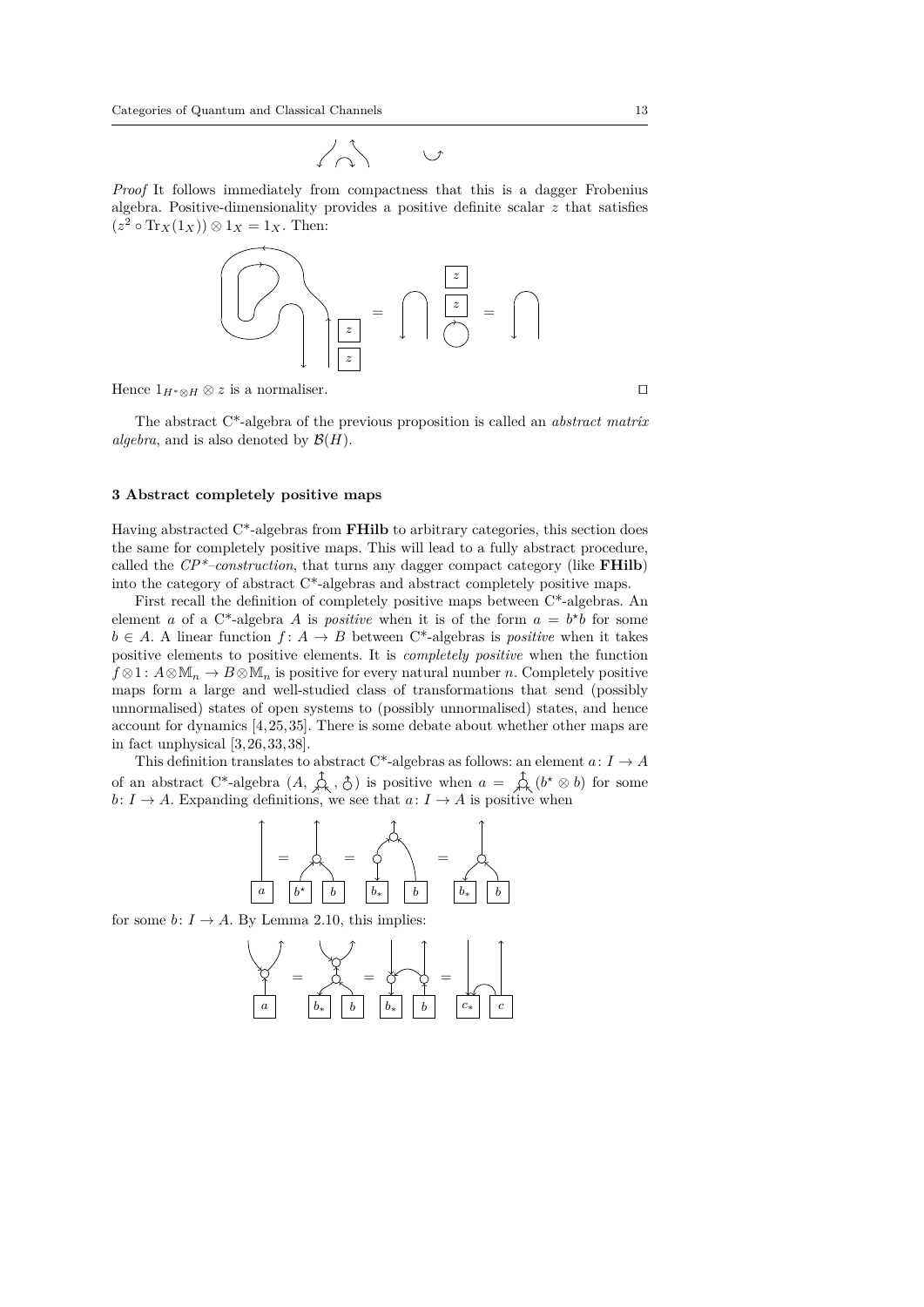*Proof* It follows immediately from compactness that this is a dagger Frobenius algebra. Positive-dimensionality provides a positive definite scalar $z$ that satisfies $(z^2 \circ \mathrm{Tr}_X(1_X)) \otimes 1_X = 1_X$. Then:

Hence $1_{H^* \otimes H} \otimes z$ is a normaliser. □

The abstract C*-algebra of the previous proposition is called an *abstract matrix algebra*, and is also denoted by $\mathcal{B}(H)$.

### 3 Abstract completely positive maps

Having abstracted C*-algebras from **FHilb** to arbitrary categories, this section does the same for completely positive maps. This will lead to a fully abstract procedure, called the *CP\*–construction*, that turns any dagger compact category (like **FHilb**) into the category of abstract C*-algebras and abstract completely positive maps.

First recall the definition of completely positive maps between C*-algebras. An element $a$ of a C*-algebra $A$ is *positive* when it is of the form $a = b^* b$ for some $b \in A$. A linear function $f\colon A \to B$ between C*-algebras is *positive* when it takes positive elements to positive elements. It is *completely positive* when the function $f \otimes 1\colon A \otimes \mathbb{M}_n \to B \otimes \mathbb{M}_n$ is positive for every natural number $n$. Completely positive maps form a large and well-studied class of transformations that send (possibly unnormalised) states of open systems to (possibly unnormalised) states, and hence account for dynamics [4,25,35]. There is some debate about whether other maps are in fact unphysical [3,26,33,38].

This definition translates to abstract C*-algebras as follows: an element $a\colon I \to A$ of an abstract C*-algebra $(A, \mu, \eta)$ is positive when $a = \mu(b^* \otimes b)$ for some $b\colon I \to A$. Expanding definitions, we see that $a\colon I \to A$ is positive when

for some $b\colon I \to A$. By Lemma 2.10, this implies: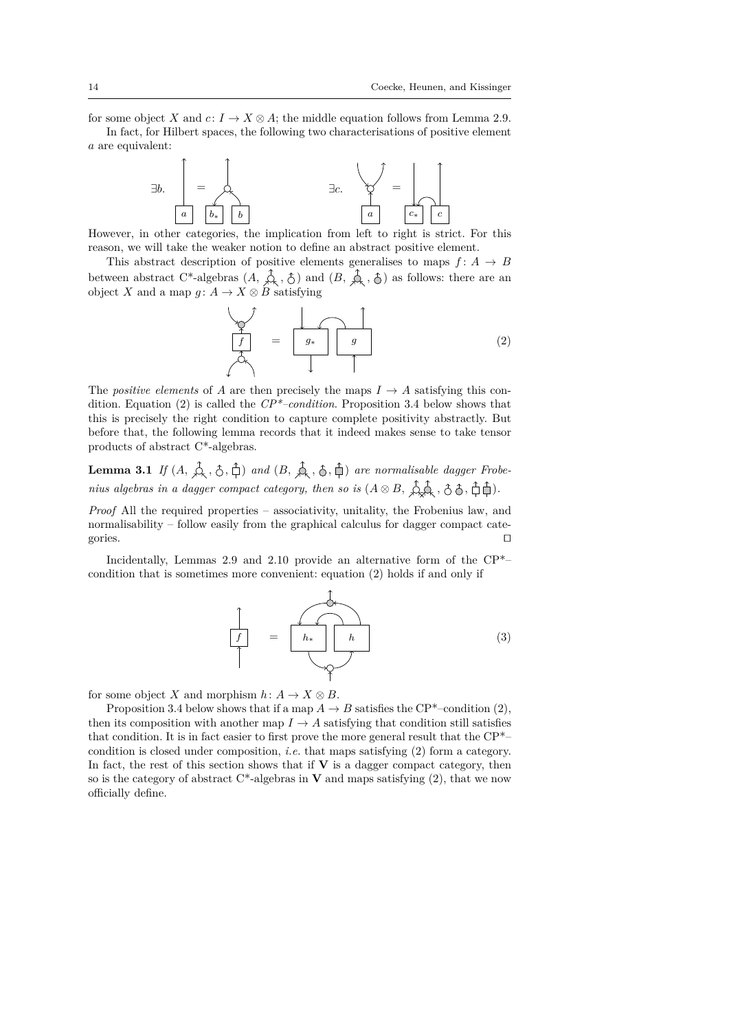for some object $X$ and $c\colon I \to X \otimes A$; the middle equation follows from Lemma 2.9.

In fact, for Hilbert spaces, the following two characterisations of positive element $a$ are equivalent:

However, in other categories, the implication from left to right is strict. For this reason, we will take the weaker notion to define an abstract positive element.

This abstract description of positive elements generalises to maps $f\colon A \to B$ between abstract C*-algebras $(A, \ldots)$ and $(B, \ldots)$ as follows: there are an object $X$ and a map $g\colon A \to X \otimes B$ satisfying

$$(2)$$

The *positive elements* of $A$ are then precisely the maps $I \to A$ satisfying this condition. Equation (2) is called the *CP*–condition*. Proposition 3.4 below shows that this is precisely the right condition to capture complete positivity abstractly. But before that, the following lemma records that it indeed makes sense to take tensor products of abstract C*-algebras.

**Lemma 3.1** *If* $(A, \ldots)$ *and* $(B, \ldots)$ *are normalisable dagger Frobenius algebras in a dagger compact category, then so is* $(A \otimes B, \ldots)$.

*Proof* All the required properties – associativity, unitality, the Frobenius law, and normalisability – follow easily from the graphical calculus for dagger compact categories. $\square$

Incidentally, Lemmas 2.9 and 2.10 provide an alternative form of the CP*–condition that is sometimes more convenient: equation (2) holds if and only if

$$(3)$$

for some object $X$ and morphism $h\colon A \to X \otimes B$.

Proposition 3.4 below shows that if a map $A \to B$ satisfies the CP*–condition (2), then its composition with another map $I \to A$ satisfying that condition still satisfies that condition. It is in fact easier to first prove the more general result that the CP*–condition is closed under composition, *i.e.* that maps satisfying (2) form a category. In fact, the rest of this section shows that if $\mathbf{V}$ is a dagger compact category, then so is the category of abstract C*-algebras in $\mathbf{V}$ and maps satisfying (2), that we now officially define.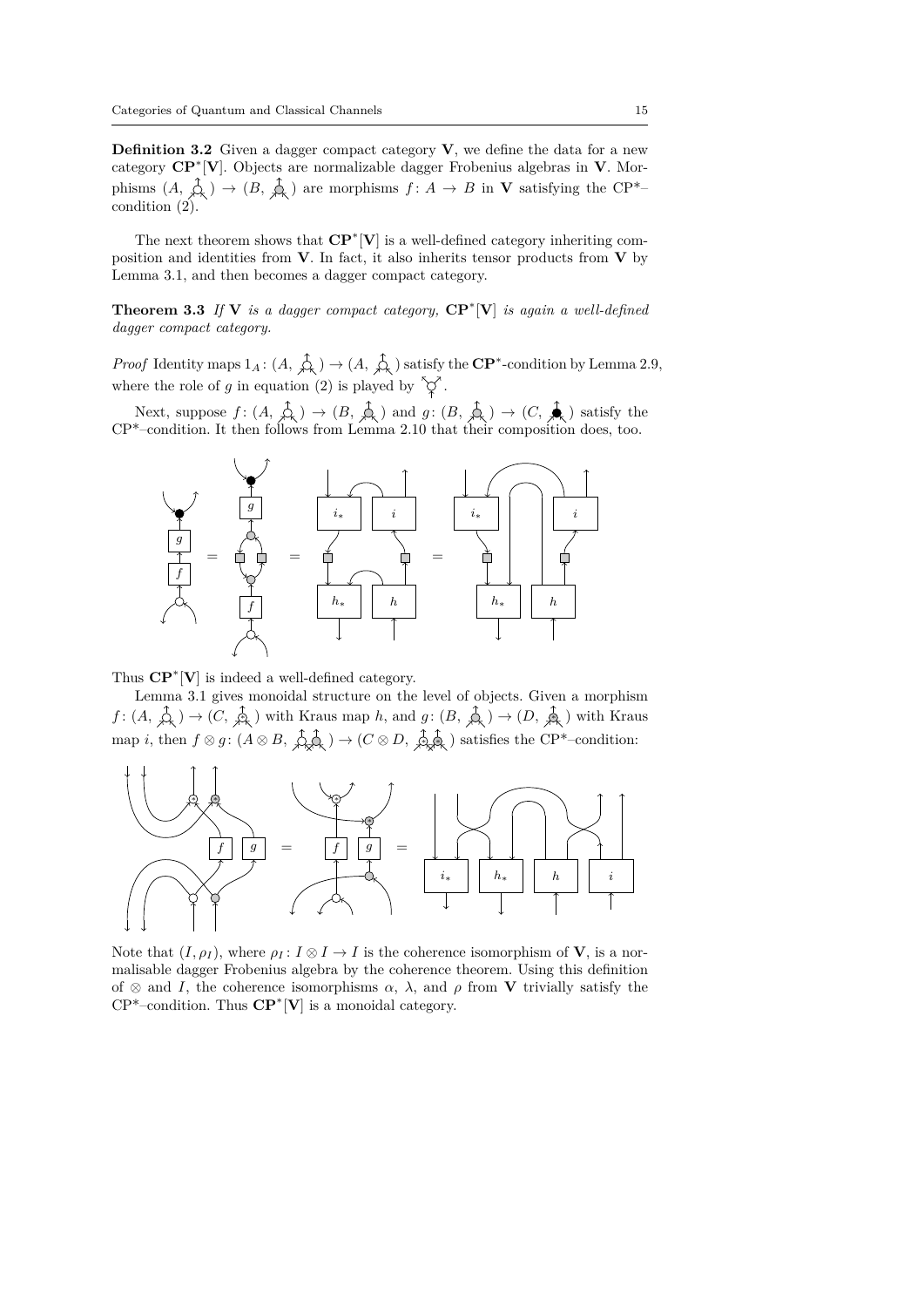**Definition 3.2** Given a dagger compact category **V**, we define the data for a new category $\mathbf{CP}^*[\mathbf{V}]$. Objects are normalizable dagger Frobenius algebras in **V**. Morphisms $(A, \circ) \to (B, \circ)$ are morphisms $f: A \to B$ in **V** satisfying the CP\*–condition (2).

The next theorem shows that $\mathbf{CP}^*[\mathbf{V}]$ is a well-defined category inheriting composition and identities from **V**. In fact, it also inherits tensor products from **V** by Lemma 3.1, and then becomes a dagger compact category.

**Theorem 3.3** *If* **V** *is a dagger compact category,* $\mathbf{CP}^*[\mathbf{V}]$ *is again a well-defined dagger compact category.*

*Proof* Identity maps $1_A: (A, \circ) \to (A, \circ)$ satisfy the $\mathbf{CP}^*$-condition by Lemma 2.9, where the role of $g$ in equation (2) is played by $\circ$.

Next, suppose $f: (A, \circ) \to (B, \circ)$ and $g: (B, \circ) \to (C, \bullet)$ satisfy the CP\*–condition. It then follows from Lemma 2.10 that their composition does, too.

Thus $\mathbf{CP}^*[\mathbf{V}]$ is indeed a well-defined category.

Lemma 3.1 gives monoidal structure on the level of objects. Given a morphism $f: (A, \circ) \to (C, \circ)$ with Kraus map $h$, and $g: (B, \circ) \to (D, \circ)$ with Kraus map $i$, then $f \otimes g: (A \otimes B, \circ\circ) \to (C \otimes D, \circ\circ)$ satisfies the CP\*–condition:

Note that $(I, \rho_I)$, where $\rho_I: I \otimes I \to I$ is the coherence isomorphism of **V**, is a normalisable dagger Frobenius algebra by the coherence theorem. Using this definition of $\otimes$ and $I$, the coherence isomorphisms $\alpha$, $\lambda$, and $\rho$ from **V** trivially satisfy the CP\*–condition. Thus $\mathbf{CP}^*[\mathbf{V}]$ is a monoidal category.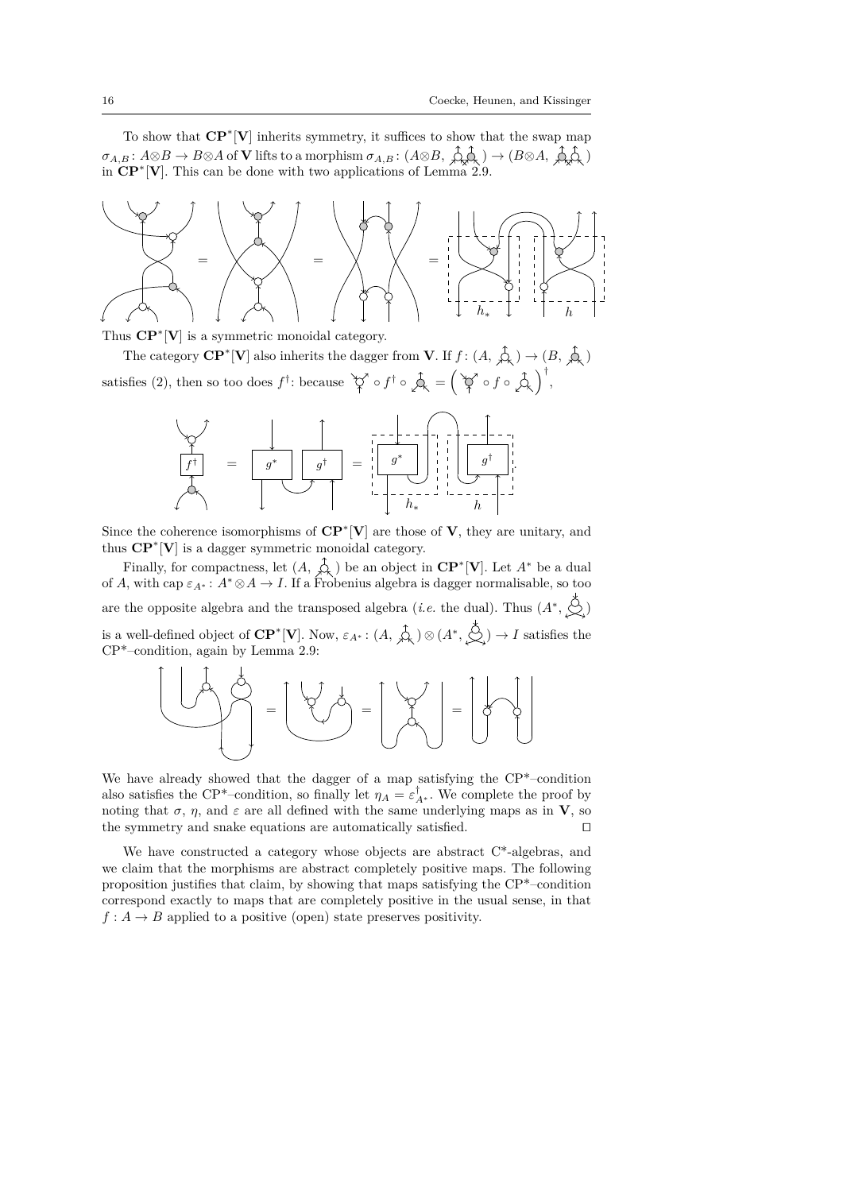To show that $\mathbf{CP}^*[\mathbf{V}]$ inherits symmetry, it suffices to show that the swap map $\sigma_{A,B} \colon A \otimes B \to B \otimes A$ of $\mathbf{V}$ lifts to a morphism $\sigma_{A,B} \colon (A \otimes B, \;) \to (B \otimes A, \;)$ in $\mathbf{CP}^*[\mathbf{V}]$. This can be done with two applications of Lemma 2.9.

$$= \quad = \quad = \quad h_* \quad h$$

Thus $\mathbf{CP}^*[\mathbf{V}]$ is a symmetric monoidal category.

The category $\mathbf{CP}^*[\mathbf{V}]$ also inherits the dagger from $\mathbf{V}$. If $f \colon (A, \;) \to (B, \;)$ satisfies (2), then so too does $f^\dagger$: because $\circ f^\dagger \circ \; = \left( \circ f \circ \; \right)^\dagger$,

$$f^\dagger \quad = \quad g^* \quad g^\dagger \quad = \quad g^* \quad g^\dagger \quad h_* \quad h$$

Since the coherence isomorphisms of $\mathbf{CP}^*[\mathbf{V}]$ are those of $\mathbf{V}$, they are unitary, and thus $\mathbf{CP}^*[\mathbf{V}]$ is a dagger symmetric monoidal category.

Finally, for compactness, let $(A, \;)$ be an object in $\mathbf{CP}^*[\mathbf{V}]$. Let $A^*$ be a dual of $A$, with cap $\varepsilon_{A^*} \colon A^* \otimes A \to I$. If a Frobenius algebra is dagger normalisable, so too are the opposite algebra and the transposed algebra (*i.e.* the dual). Thus $(A^*, \;)$ is a well-defined object of $\mathbf{CP}^*[\mathbf{V}]$. Now, $\varepsilon_{A^*} \colon (A, \;) \otimes (A^*, \;) \to I$ satisfies the CP*–condition, again by Lemma 2.9:

$$= \quad = \quad =$$

We have already showed that the dagger of a map satisfying the CP*–condition also satisfies the CP*–condition, so finally let $\eta_A = \varepsilon_{A^*}^\dagger$. We complete the proof by noting that $\sigma$, $\eta$, and $\varepsilon$ are all defined with the same underlying maps as in $\mathbf{V}$, so the symmetry and snake equations are automatically satisfied. □

We have constructed a category whose objects are abstract C*-algebras, and we claim that the morphisms are abstract completely positive maps. The following proposition justifies that claim, by showing that maps satisfying the CP*–condition correspond exactly to maps that are completely positive in the usual sense, in that $f : A \to B$ applied to a positive (open) state preserves positivity.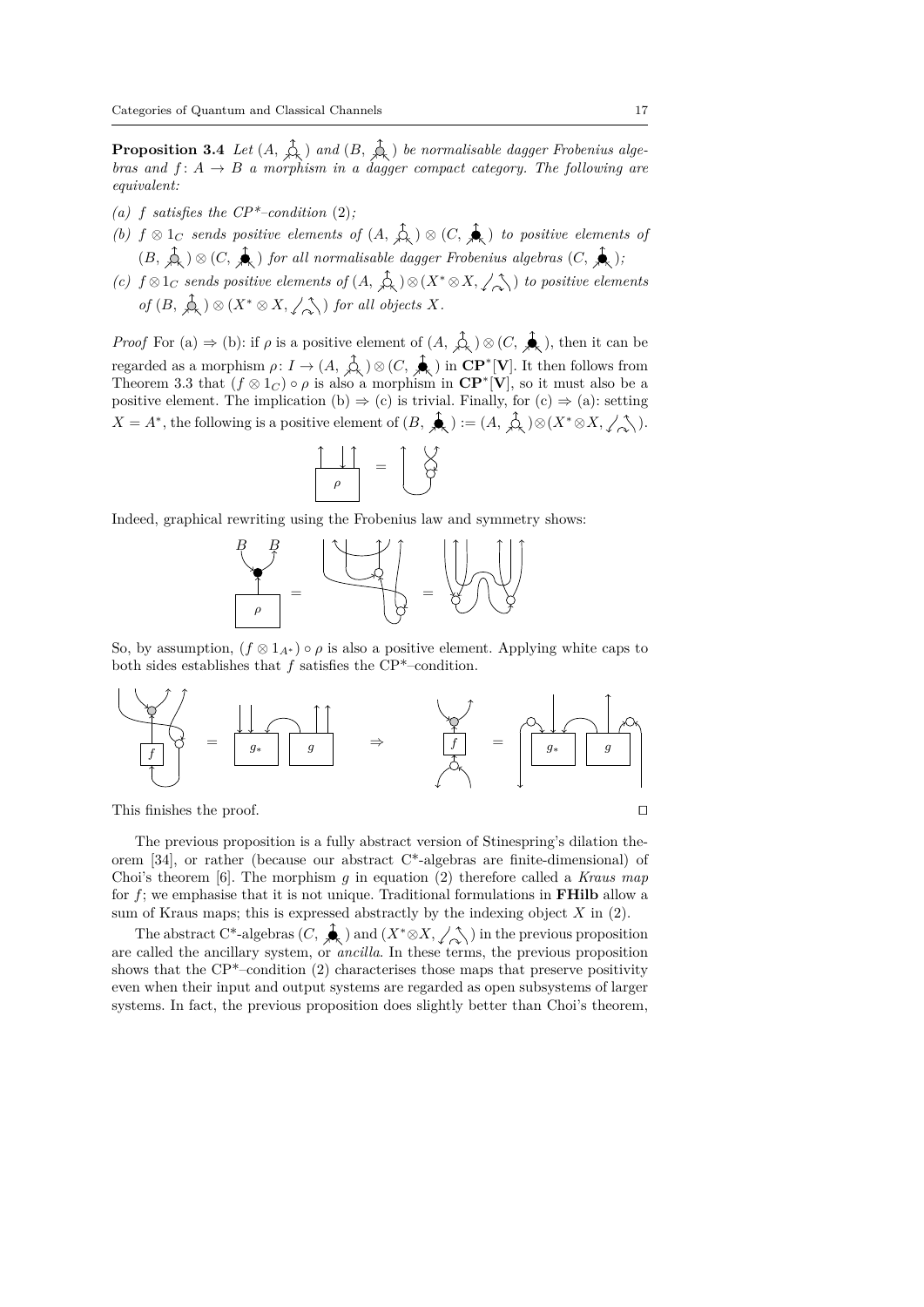**Proposition 3.4** *Let $(A, \text{white Frobenius})$ and $(B, \text{white Frobenius})$ be normalisable dagger Frobenius algebras and $f\colon A \to B$ a morphism in a dagger compact category. The following are equivalent:*

*(a) $f$ satisfies the CP*–condition (2);*

*(b) $f \otimes 1_C$ sends positive elements of $(A, \text{white})\otimes(C, \text{black})$ to positive elements of $(B, \text{white})\otimes(C, \text{black})$ for all normalisable dagger Frobenius algebras $(C, \text{black})$;*

*(c) $f \otimes 1_C$ sends positive elements of $(A, \text{white})\otimes(X^* \otimes X, \text{pair of pants})$ to positive elements of $(B, \text{white})\otimes(X^* \otimes X, \text{pair of pants})$ for all objects $X$.*

*Proof* For (a) $\Rightarrow$ (b): if $\rho$ is a positive element of $(A, \text{white})\otimes(C, \text{black})$, then it can be regarded as a morphism $\rho\colon I \to (A, \text{white})\otimes(C, \text{black})$ in $\mathbf{CP}^*[\mathbf{V}]$. It then follows from Theorem 3.3 that $(f \otimes 1_C)\circ\rho$ is also a morphism in $\mathbf{CP}^*[\mathbf{V}]$, so it must also be a positive element. The implication (b) $\Rightarrow$ (c) is trivial. Finally, for (c) $\Rightarrow$ (a): setting $X = A^*$, the following is a positive element of $(B, \text{black}) := (A, \text{white})\otimes(X^*\otimes X, \text{pair of pants})$.

[Diagram: $\rho$ = cup with white dot]

Indeed, graphical rewriting using the Frobenius law and symmetry shows:

[Diagram: black multiplication on $B$, $B$ applied to $\rho$ rewritten in two steps]

So, by assumption, $(f \otimes 1_{A^*})\circ\rho$ is also a positive element. Applying white caps to both sides establishes that $f$ satisfies the CP*–condition.

[Diagram: $f$ with white structure $=$ $g_*$ $g$ $\Rightarrow$ $f$ $=$ $g_*$ $g$ with caps]

This finishes the proof. □

The previous proposition is a fully abstract version of Stinespring's dilation theorem [34], or rather (because our abstract C*-algebras are finite-dimensional) of Choi's theorem [6]. The morphism $g$ in equation (2) therefore called a *Kraus map* for $f$; we emphasise that it is not unique. Traditional formulations in **FHilb** allow a sum of Kraus maps; this is expressed abstractly by the indexing object $X$ in (2).

The abstract C*-algebras $(C, \text{black})$ and $(X^*\otimes X, \text{pair of pants})$ in the previous proposition are called the ancillary system, or *ancilla*. In these terms, the previous proposition shows that the CP*–condition (2) characterises those maps that preserve positivity even when their input and output systems are regarded as open subsystems of larger systems. In fact, the previous proposition does slightly better than Choi's theorem,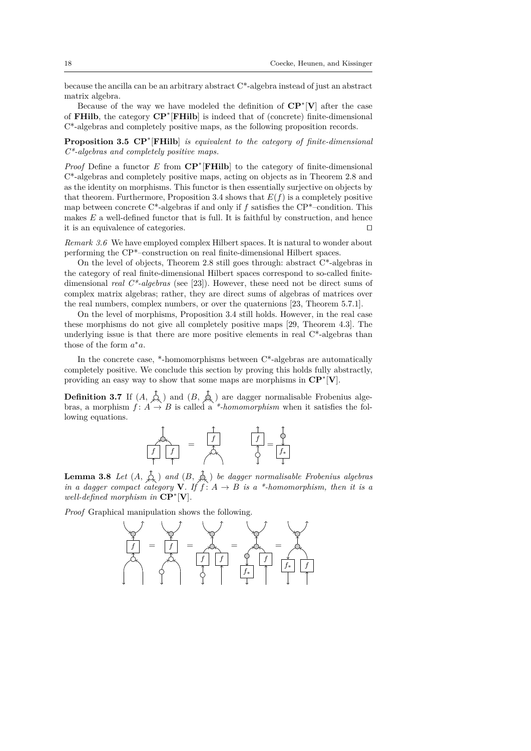because the ancilla can be an arbitrary abstract C*-algebra instead of just an abstract matrix algebra.

Because of the way we have modeled the definition of $\mathbf{CP}^*[\mathbf{V}]$ after the case of **FHilb**, the category $\mathbf{CP}^*[\mathbf{FHilb}]$ is indeed that of (concrete) finite-dimensional C*-algebras and completely positive maps, as the following proposition records.

**Proposition 3.5** $\mathbf{CP}^*[\mathbf{FHilb}]$ *is equivalent to the category of finite-dimensional C*-algebras and completely positive maps.*

*Proof* Define a functor $E$ from $\mathbf{CP}^*[\mathbf{FHilb}]$ to the category of finite-dimensional C*-algebras and completely positive maps, acting on objects as in Theorem 2.8 and as the identity on morphisms. This functor is then essentially surjective on objects by that theorem. Furthermore, Proposition 3.4 shows that $E(f)$ is a completely positive map between concrete C*-algebras if and only if $f$ satisfies the CP*–condition. This makes $E$ a well-defined functor that is full. It is faithful by construction, and hence it is an equivalence of categories. □

*Remark 3.6* We have employed complex Hilbert spaces. It is natural to wonder about performing the CP*–construction on real finite-dimensional Hilbert spaces.

On the level of objects, Theorem 2.8 still goes through: abstract C*-algebras in the category of real finite-dimensional Hilbert spaces correspond to so-called finite-dimensional *real C*-algebras* (see [23]). However, these need not be direct sums of complex matrix algebras; rather, they are direct sums of algebras of matrices over the real numbers, complex numbers, or over the quaternions [23, Theorem 5.7.1].

On the level of morphisms, Proposition 3.4 still holds. However, in the real case these morphisms do not give all completely positive maps [29, Theorem 4.3]. The underlying issue is that there are more positive elements in real C*-algebras than those of the form $a^*a$.

In the concrete case, *-homomorphisms between C*-algebras are automatically completely positive. We conclude this section by proving this holds fully abstractly, providing an easy way to show that some maps are morphisms in $\mathbf{CP}^*[\mathbf{V}]$.

**Definition 3.7** If $(A, ⋏)$ and $(B, ⋏)$ are dagger normalisable Frobenius algebras, a morphism $f\colon A \to B$ is called a *\*-homomorphism* when it satisfies the following equations.

**Lemma 3.8** *Let* $(A, ⋏)$ *and* $(B, ⋏)$ *be dagger normalisable Frobenius algebras in a dagger compact category* $\mathbf{V}$*. If* $f\colon A \to B$ *is a \*-homomorphism, then it is a well-defined morphism in* $\mathbf{CP}^*[\mathbf{V}]$*.*

*Proof* Graphical manipulation shows the following.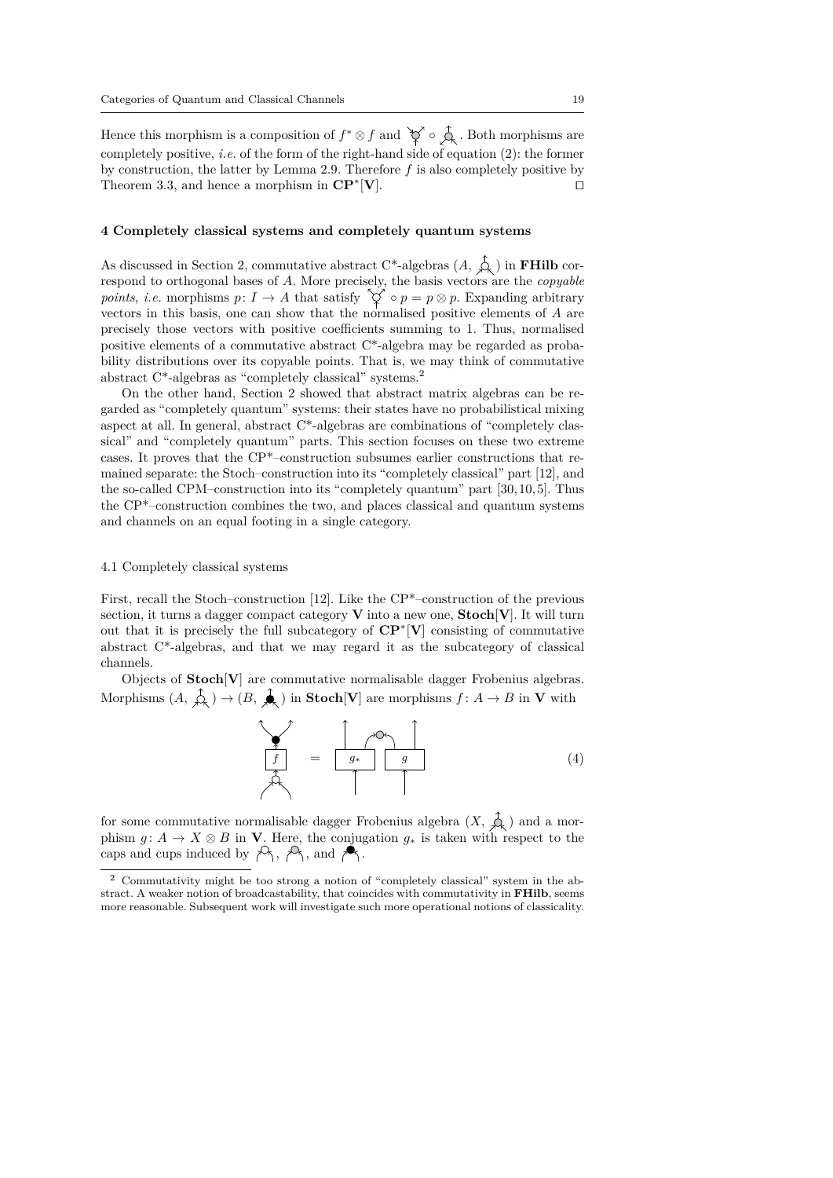Hence this morphism is a composition of $f^* \otimes f$ and the comultiplication followed by the multiplication. Both morphisms are completely positive, *i.e.* of the form of the right-hand side of equation (2): the former by construction, the latter by Lemma 2.9. Therefore $f$ is also completely positive by Theorem 3.3, and hence a morphism in $\mathbf{CP}^*[\mathbf{V}]$. □

## 4 Completely classical systems and completely quantum systems

As discussed in Section 2, commutative abstract C*-algebras $(A, \text{multiplication})$ in **FHilb** correspond to orthogonal bases of $A$. More precisely, the basis vectors are the *copyable points*, *i.e.* morphisms $p \colon I \to A$ that satisfy $\text{comultiplication} \circ p = p \otimes p$. Expanding arbitrary vectors in this basis, one can show that the normalised positive elements of $A$ are precisely those vectors with positive coefficients summing to 1. Thus, normalised positive elements of a commutative abstract C*-algebra may be regarded as probability distributions over its copyable points. That is, we may think of commutative abstract C*-algebras as "completely classical" systems.[2]

On the other hand, Section 2 showed that abstract matrix algebras can be regarded as "completely quantum" systems: their states have no probabilistical mixing aspect at all. In general, abstract C*-algebras are combinations of "completely classical" and "completely quantum" parts. This section focuses on these two extreme cases. It proves that the CP*–construction subsumes earlier constructions that remained separate: the Stoch–construction into its "completely classical" part [12], and the so-called CPM–construction into its "completely quantum" part [30, 10, 5]. Thus the CP*–construction combines the two, and places classical and quantum systems and channels on an equal footing in a single category.

### 4.1 Completely classical systems

First, recall the Stoch–construction [12]. Like the CP*–construction of the previous section, it turns a dagger compact category $\mathbf{V}$ into a new one, $\mathbf{Stoch}[\mathbf{V}]$. It will turn out that it is precisely the full subcategory of $\mathbf{CP}^*[\mathbf{V}]$ consisting of commutative abstract C*-algebras, and that we may regard it as the subcategory of classical channels.

Objects of $\mathbf{Stoch}[\mathbf{V}]$ are commutative normalisable dagger Frobenius algebras. Morphisms $(A, \text{white multiplication}) \to (B, \text{black multiplication})$ in $\mathbf{Stoch}[\mathbf{V}]$ are morphisms $f \colon A \to B$ in $\mathbf{V}$ with

$$\text{(diagram: white multiplication, then } f\text{, then black comultiplication)} = \text{(diagram: } g_* \text{ and } g \text{ connected via a grey cap)} \tag{4}$$

for some commutative normalisable dagger Frobenius algebra $(X, \text{grey multiplication})$ and a morphism $g \colon A \to X \otimes B$ in $\mathbf{V}$. Here, the conjugation $g_*$ is taken with respect to the caps and cups induced by the white, grey, and black algebras.

[2] Commutativity might be too strong a notion of "completely classical" system in the abstract. A weaker notion of broadcastability, that coincides with commutativity in **FHilb**, seems more reasonable. Subsequent work will investigate such more operational notions of classicality.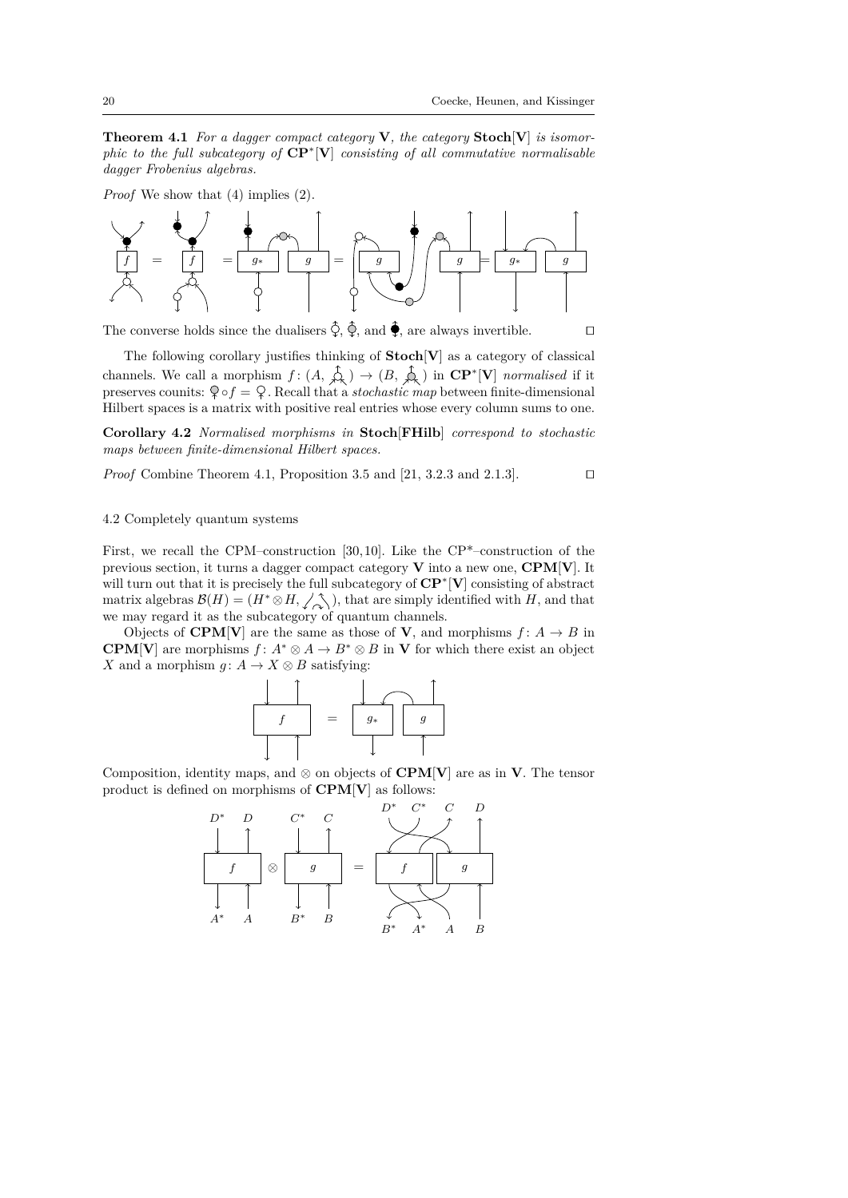**Theorem 4.1** *For a dagger compact category* $\mathbf{V}$*, the category* $\mathbf{Stoch}[\mathbf{V}]$ *is isomorphic to the full subcategory of* $\mathbf{CP}^*[\mathbf{V}]$ *consisting of all commutative normalisable dagger Frobenius algebras.*

*Proof* We show that (4) implies (2).

The converse holds since the dualisers, and, are always invertible. □

The following corollary justifies thinking of $\mathbf{Stoch}[\mathbf{V}]$ as a category of classical channels. We call a morphism $f\colon (A, \;) \to (B, \;)$ in $\mathbf{CP}^*[\mathbf{V}]$ *normalised* if it preserves counits: $\circ f = $. Recall that a *stochastic map* between finite-dimensional Hilbert spaces is a matrix with positive real entries whose every column sums to one.

**Corollary 4.2** *Normalised morphisms in* $\mathbf{Stoch}[\mathbf{FHilb}]$ *correspond to stochastic maps between finite-dimensional Hilbert spaces.*

*Proof* Combine Theorem 4.1, Proposition 3.5 and [21, 3.2.3 and 2.1.3]. □

### 4.2 Completely quantum systems

First, we recall the CPM–construction [30, 10]. Like the CP\*–construction of the previous section, it turns a dagger compact category $\mathbf{V}$ into a new one, $\mathbf{CPM}[\mathbf{V}]$. It will turn out that it is precisely the full subcategory of $\mathbf{CP}^*[\mathbf{V}]$ consisting of abstract matrix algebras $\mathcal{B}(H) = (H^* \otimes H, \;)$, that are simply identified with $H$, and that we may regard it as the subcategory of quantum channels.

Objects of $\mathbf{CPM}[\mathbf{V}]$ are the same as those of $\mathbf{V}$, and morphisms $f\colon A \to B$ in $\mathbf{CPM}[\mathbf{V}]$ are morphisms $f\colon A^* \otimes A \to B^* \otimes B$ in $\mathbf{V}$ for which there exist an object $X$ and a morphism $g\colon A \to X \otimes B$ satisfying:

Composition, identity maps, and $\otimes$ on objects of $\mathbf{CPM}[\mathbf{V}]$ are as in $\mathbf{V}$. The tensor product is defined on morphisms of $\mathbf{CPM}[\mathbf{V}]$ as follows: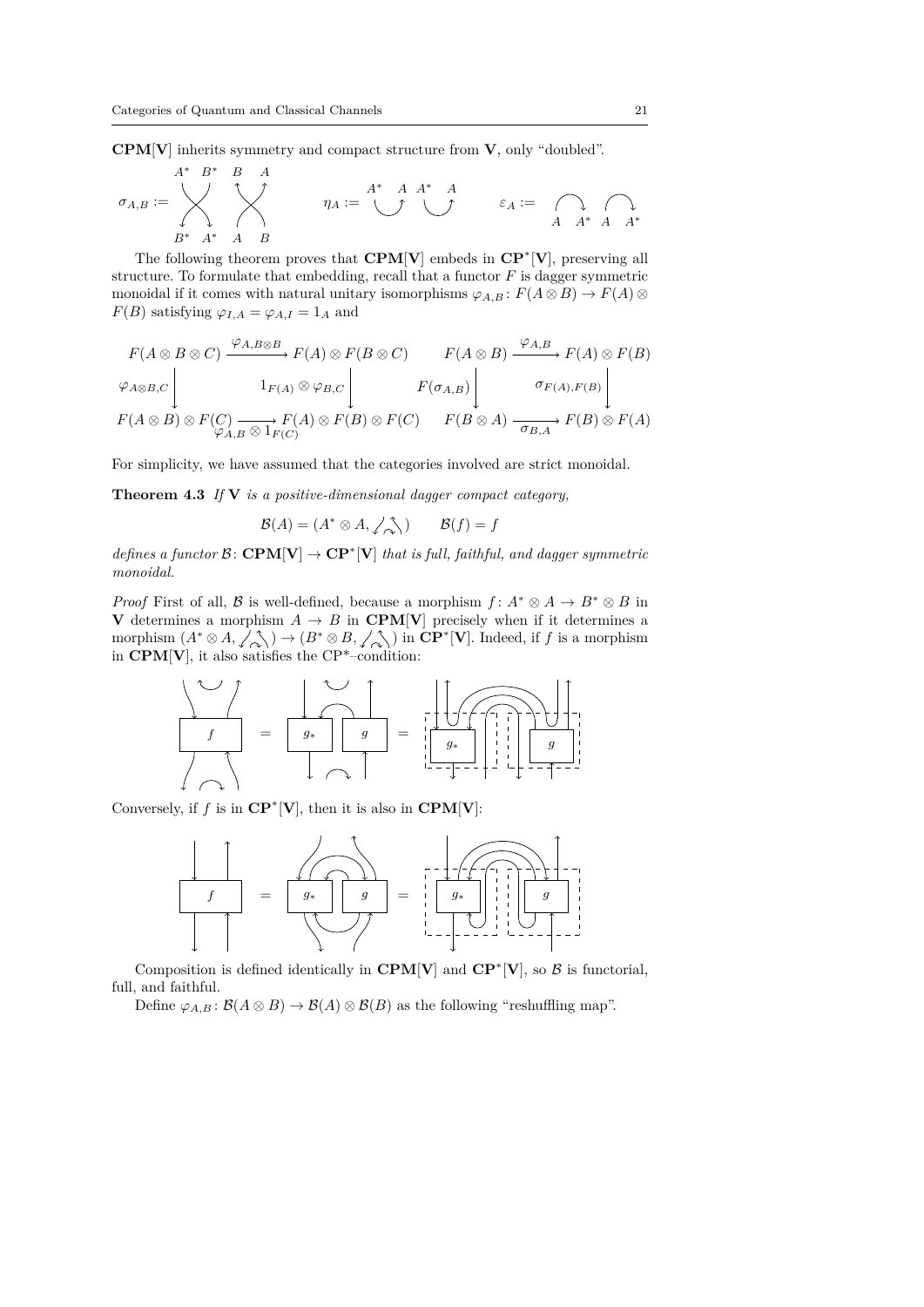**CPM[V]** inherits symmetry and compact structure from **V**, only "doubled".

$$\sigma_{A,B} := \quad \eta_A := \quad \varepsilon_A :=$$

The following theorem proves that **CPM[V]** embeds in $\mathbf{CP}^*[\mathbf{V}]$, preserving all structure. To formulate that embedding, recall that a functor $F$ is dagger symmetric monoidal if it comes with natural unitary isomorphisms $\varphi_{A,B} \colon F(A \otimes B) \to F(A) \otimes F(B)$ satisfying $\varphi_{I,A} = \varphi_{A,I} = 1_A$ and

$$\begin{array}{ccc} F(A\otimes B\otimes C) & \xrightarrow{\varphi_{A,B\otimes B}} & F(A)\otimes F(B\otimes C) \\ \downarrow \varphi_{A\otimes B,C} & & \downarrow 1_{F(A)}\otimes\varphi_{B,C} \\ F(A\otimes B)\otimes F(C) & \xrightarrow[\varphi_{A,B}\otimes 1_{F(C)}]{} & F(A)\otimes F(B)\otimes F(C) \end{array} \qquad \begin{array}{ccc} F(A\otimes B) & \xrightarrow{\varphi_{A,B}} & F(A)\otimes F(B) \\ \downarrow F(\sigma_{A,B}) & & \downarrow \sigma_{F(A),F(B)} \\ F(B\otimes A) & \xrightarrow[\sigma_{B,A}]{} & F(B)\otimes F(A) \end{array}$$

For simplicity, we have assumed that the categories involved are strict monoidal.

**Theorem 4.3** *If* **V** *is a positive-dimensional dagger compact category,*

$$\mathcal{B}(A) = (A^* \otimes A, \text{cup-cap}) \qquad \mathcal{B}(f) = f$$

*defines a functor* $\mathcal{B} \colon \mathbf{CPM}[\mathbf{V}] \to \mathbf{CP}^*[\mathbf{V}]$ *that is full, faithful, and dagger symmetric monoidal.*

*Proof* First of all, $\mathcal{B}$ is well-defined, because a morphism $f \colon A^* \otimes A \to B^* \otimes B$ in **V** determines a morphism $A \to B$ in **CPM[V]** precisely when if it determines a morphism $(A^* \otimes A, \text{cup-cap}) \to (B^* \otimes B, \text{cup-cap})$ in $\mathbf{CP}^*[\mathbf{V}]$. Indeed, if $f$ is a morphism in **CPM[V]**, it also satisfies the CP*–condition:

Conversely, if $f$ is in $\mathbf{CP}^*[\mathbf{V}]$, then it is also in **CPM[V]**:

Composition is defined identically in **CPM[V]** and $\mathbf{CP}^*[\mathbf{V}]$, so $\mathcal{B}$ is functorial, full, and faithful.

Define $\varphi_{A,B} \colon \mathcal{B}(A \otimes B) \to \mathcal{B}(A) \otimes \mathcal{B}(B)$ as the following "reshuffling map".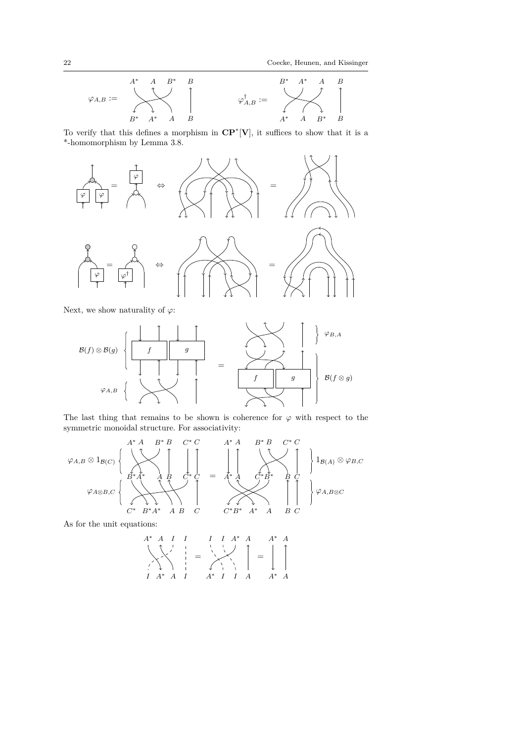$\varphi_{A,B} :=$ $\qquad$ $\varphi^{\dagger}_{A,B} :=$

To verify that this defines a morphism in $\mathbf{CP}^*[\mathbf{V}]$, it suffices to show that it is a *-homomorphism by Lemma 3.8.

Next, we show naturality of $\varphi$:

The last thing that remains to be shown is coherence for $\varphi$ with respect to the symmetric monoidal structure. For associativity:

As for the unit equations: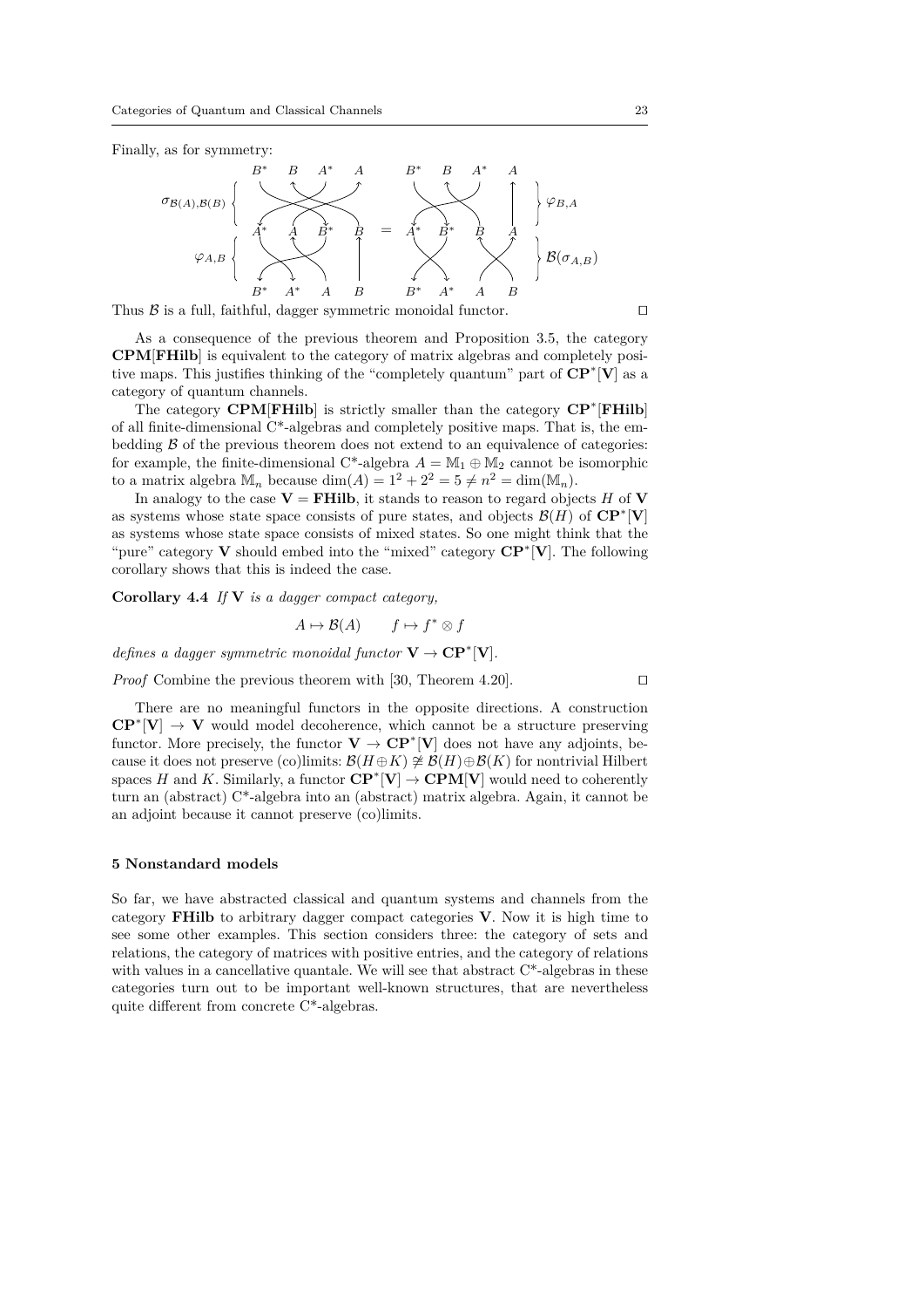Finally, as for symmetry:

$$\sigma_{\mathcal{B}(A),\mathcal{B}(B)} \circ \varphi_{A,B} = \varphi_{B,A} \circ \mathcal{B}(\sigma_{A,B})$$

Thus $\mathcal{B}$ is a full, faithful, dagger symmetric monoidal functor. □

As a consequence of the previous theorem and Proposition 3.5, the category **CPM**[**FHilb**] is equivalent to the category of matrix algebras and completely positive maps. This justifies thinking of the "completely quantum" part of $\mathbf{CP}^*[\mathbf{V}]$ as a category of quantum channels.

The category **CPM**[**FHilb**] is strictly smaller than the category $\mathbf{CP}^*[\mathbf{FHilb}]$ of all finite-dimensional C*-algebras and completely positive maps. That is, the embedding $\mathcal{B}$ of the previous theorem does not extend to an equivalence of categories: for example, the finite-dimensional C*-algebra $A = \mathbb{M}_1 \oplus \mathbb{M}_2$ cannot be isomorphic to a matrix algebra $\mathbb{M}_n$ because $\dim(A) = 1^2 + 2^2 = 5 \neq n^2 = \dim(\mathbb{M}_n)$.

In analogy to the case $\mathbf{V} = \mathbf{FHilb}$, it stands to reason to regard objects $H$ of $\mathbf{V}$ as systems whose state space consists of pure states, and objects $\mathcal{B}(H)$ of $\mathbf{CP}^*[\mathbf{V}]$ as systems whose state space consists of mixed states. So one might think that the "pure" category $\mathbf{V}$ should embed into the "mixed" category $\mathbf{CP}^*[\mathbf{V}]$. The following corollary shows that this is indeed the case.

**Corollary 4.4** *If* $\mathbf{V}$ *is a dagger compact category,*

$$A \mapsto \mathcal{B}(A) \qquad f \mapsto f^* \otimes f$$

*defines a dagger symmetric monoidal functor* $\mathbf{V} \to \mathbf{CP}^*[\mathbf{V}]$.

*Proof* Combine the previous theorem with [30, Theorem 4.20]. □

There are no meaningful functors in the opposite directions. A construction $\mathbf{CP}^*[\mathbf{V}] \to \mathbf{V}$ would model decoherence, which cannot be a structure preserving functor. More precisely, the functor $\mathbf{V} \to \mathbf{CP}^*[\mathbf{V}]$ does not have any adjoints, because it does not preserve (co)limits: $\mathcal{B}(H \oplus K) \not\cong \mathcal{B}(H) \oplus \mathcal{B}(K)$ for nontrivial Hilbert spaces $H$ and $K$. Similarly, a functor $\mathbf{CP}^*[\mathbf{V}] \to \mathbf{CPM}[\mathbf{V}]$ would need to coherently turn an (abstract) C*-algebra into an (abstract) matrix algebra. Again, it cannot be an adjoint because it cannot preserve (co)limits.

## 5 Nonstandard models

So far, we have abstracted classical and quantum systems and channels from the category **FHilb** to arbitrary dagger compact categories $\mathbf{V}$. Now it is high time to see some other examples. This section considers three: the category of sets and relations, the category of matrices with positive entries, and the category of relations with values in a cancellative quantale. We will see that abstract C*-algebras in these categories turn out to be important well-known structures, that are nevertheless quite different from concrete C*-algebras.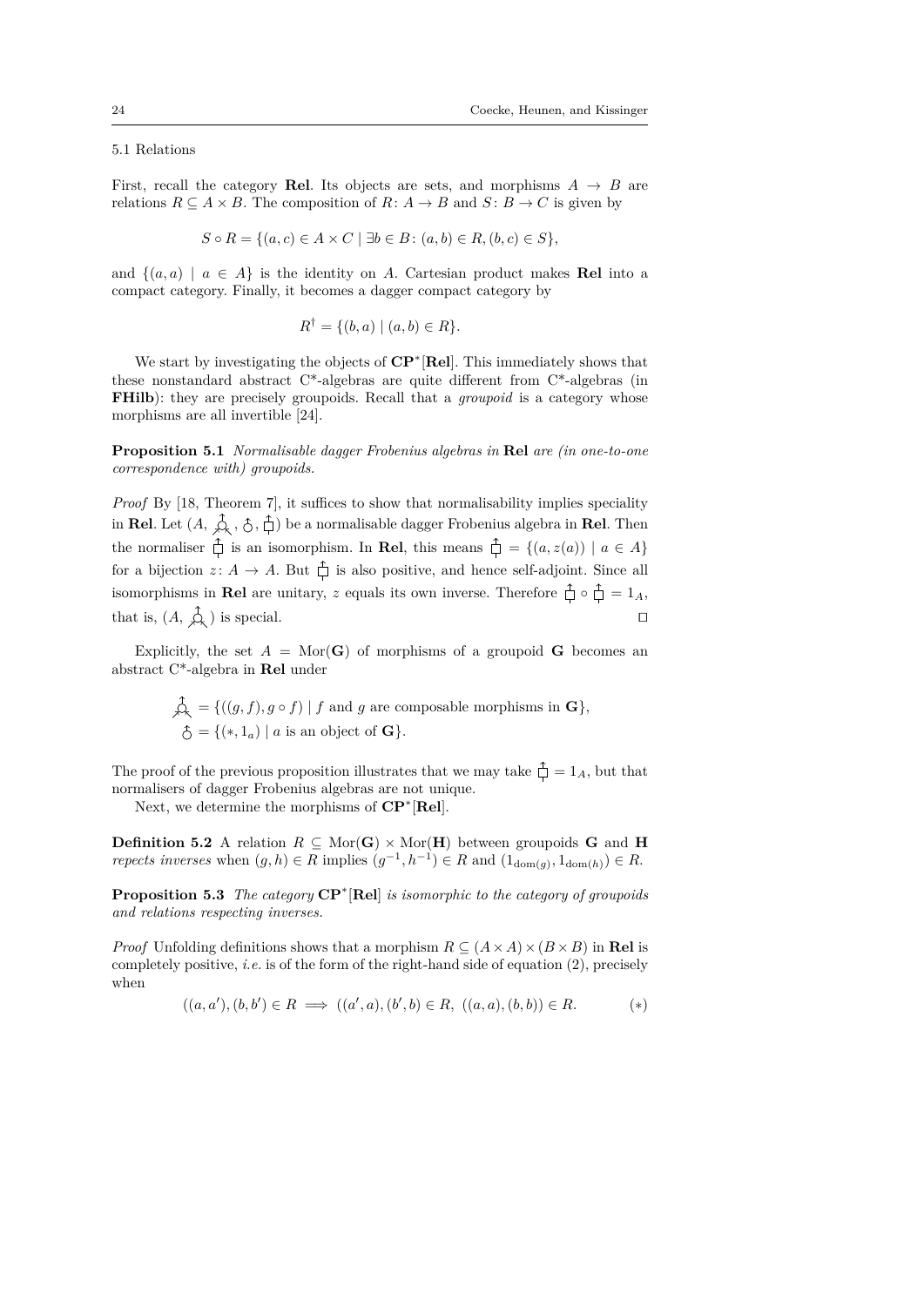### 5.1 Relations

First, recall the category **Rel**. Its objects are sets, and morphisms $A \to B$ are relations $R \subseteq A \times B$. The composition of $R\colon A \to B$ and $S\colon B \to C$ is given by

$$S \circ R = \{(a, c) \in A \times C \mid \exists b \in B\colon (a, b) \in R, (b, c) \in S\},$$

and $\{(a, a) \mid a \in A\}$ is the identity on $A$. Cartesian product makes **Rel** into a compact category. Finally, it becomes a dagger compact category by

$$R^\dagger = \{(b, a) \mid (a, b) \in R\}.$$

We start by investigating the objects of $\mathbf{CP}^*[\mathbf{Rel}]$. This immediately shows that these nonstandard abstract C\*-algebras are quite different from C\*-algebras (in **FHilb**): they are precisely groupoids. Recall that a *groupoid* is a category whose morphisms are all invertible [24].

**Proposition 5.1** *Normalisable dagger Frobenius algebras in* **Rel** *are (in one-to-one correspondence with) groupoids.*

*Proof* By [18, Theorem 7], it suffices to show that normalisability implies speciality in **Rel**. Let $(A, \text{(multiplication)}, \text{(unit)}, \text{(normaliser)})$ be a normalisable dagger Frobenius algebra in **Rel**. Then the normaliser is an isomorphism. In **Rel**, this means normaliser $= \{(a, z(a)) \mid a \in A\}$ for a bijection $z\colon A \to A$. But the normaliser is also positive, and hence self-adjoint. Since all isomorphisms in **Rel** are unitary, $z$ equals its own inverse. Therefore normaliser $\circ$ normaliser $= 1_A$, that is, $(A, \text{(multiplication)})$ is special. □

Explicitly, the set $A = \mathrm{Mor}(\mathbf{G})$ of morphisms of a groupoid $\mathbf{G}$ becomes an abstract C\*-algebra in **Rel** under

$$\text{(multiplication)} = \{((g, f), g \circ f) \mid f \text{ and } g \text{ are composable morphisms in } \mathbf{G}\},$$
$$\text{(unit)} = \{(*, 1_a) \mid a \text{ is an object of } \mathbf{G}\}.$$

The proof of the previous proposition illustrates that we may take normaliser $= 1_A$, but that normalisers of dagger Frobenius algebras are not unique.

Next, we determine the morphisms of $\mathbf{CP}^*[\mathbf{Rel}]$.

**Definition 5.2** A relation $R \subseteq \mathrm{Mor}(\mathbf{G}) \times \mathrm{Mor}(\mathbf{H})$ between groupoids $\mathbf{G}$ and $\mathbf{H}$ *repects inverses* when $(g, h) \in R$ implies $(g^{-1}, h^{-1}) \in R$ and $(1_{\mathrm{dom}(g)}, 1_{\mathrm{dom}(h)}) \in R$.

**Proposition 5.3** *The category* $\mathbf{CP}^*[\mathbf{Rel}]$ *is isomorphic to the category of groupoids and relations respecting inverses.*

*Proof* Unfolding definitions shows that a morphism $R \subseteq (A \times A) \times (B \times B)$ in **Rel** is completely positive, *i.e.* is of the form of the right-hand side of equation (2), precisely when

$$((a, a'), (b, b')) \in R \implies ((a', a), (b', b) \in R,\ ((a, a), (b, b)) \in R. \qquad (*)$$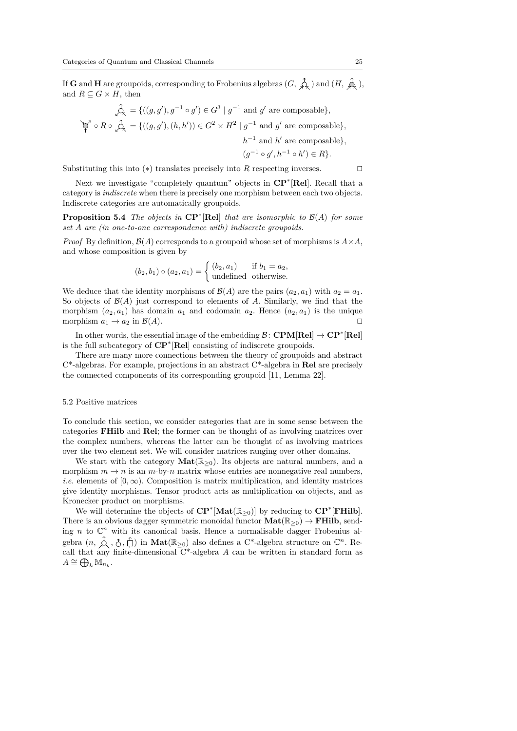If $\mathbf{G}$ and $\mathbf{H}$ are groupoids, corresponding to Frobenius algebras $(G, \text{⅄})$ and $(H, \text{⅄})$, and $R \subseteq G \times H$, then

$$\text{⅄} = \{((g, g'), g^{-1} \circ g') \in G^3 \mid g^{-1} \text{ and } g' \text{ are composable}\},$$

$$\text{Y} \circ R \circ \text{⅄} = \{((g, g'), (h, h')) \in G^2 \times H^2 \mid g^{-1} \text{ and } g' \text{ are composable}, \; h^{-1} \text{ and } h' \text{ are composable}, \; (g^{-1} \circ g', h^{-1} \circ h') \in R\}.$$

Substituting this into $(*)$ translates precisely into $R$ respecting inverses. □

Next we investigate "completely quantum" objects in $\mathbf{CP}^*[\mathbf{Rel}]$. Recall that a category is *indiscrete* when there is precisely one morphism between each two objects. Indiscrete categories are automatically groupoids.

**Proposition 5.4** *The objects in* $\mathbf{CP}^*[\mathbf{Rel}]$ *that are isomorphic to* $\mathcal{B}(A)$ *for some set* $A$ *are (in one-to-one correspondence with) indiscrete groupoids.*

*Proof* By definition, $\mathcal{B}(A)$ corresponds to a groupoid whose set of morphisms is $A \times A$, and whose composition is given by

$$(b_2, b_1) \circ (a_2, a_1) = \begin{cases} (b_2, a_1) & \text{if } b_1 = a_2, \\ \text{undefined} & \text{otherwise.} \end{cases}$$

We deduce that the identity morphisms of $\mathcal{B}(A)$ are the pairs $(a_2, a_1)$ with $a_2 = a_1$. So objects of $\mathcal{B}(A)$ just correspond to elements of $A$. Similarly, we find that the morphism $(a_2, a_1)$ has domain $a_1$ and codomain $a_2$. Hence $(a_2, a_1)$ is the unique morphism $a_1 \to a_2$ in $\mathcal{B}(A)$. □

In other words, the essential image of the embedding $\mathcal{B} \colon \mathbf{CPM}[\mathbf{Rel}] \to \mathbf{CP}^*[\mathbf{Rel}]$ is the full subcategory of $\mathbf{CP}^*[\mathbf{Rel}]$ consisting of indiscrete groupoids.

There are many more connections between the theory of groupoids and abstract C*-algebras. For example, projections in an abstract C*-algebra in $\mathbf{Rel}$ are precisely the connected components of its corresponding groupoid [11, Lemma 22].

### 5.2 Positive matrices

To conclude this section, we consider categories that are in some sense between the categories $\mathbf{FHilb}$ and $\mathbf{Rel}$; the former can be thought of as involving matrices over the complex numbers, whereas the latter can be thought of as involving matrices over the two element set. We will consider matrices ranging over other domains.

We start with the category $\mathbf{Mat}(\mathbb{R}_{\geq 0})$. Its objects are natural numbers, and a morphism $m \to n$ is an $m$-by-$n$ matrix whose entries are nonnegative real numbers, *i.e.* elements of $[0, \infty)$. Composition is matrix multiplication, and identity matrices give identity morphisms. Tensor product acts as multiplication on objects, and as Kronecker product on morphisms.

We will determine the objects of $\mathbf{CP}^*[\mathbf{Mat}(\mathbb{R}_{\geq 0})]$ by reducing to $\mathbf{CP}^*[\mathbf{FHilb}]$. There is an obvious dagger symmetric monoidal functor $\mathbf{Mat}(\mathbb{R}_{\geq 0}) \to \mathbf{FHilb}$, sending $n$ to $\mathbb{C}^n$ with its canonical basis. Hence a normalisable dagger Frobenius algebra $(n, \text{⅄}, \text{♁}, \text{⊓})$ in $\mathbf{Mat}(\mathbb{R}_{\geq 0})$ also defines a C*-algebra structure on $\mathbb{C}^n$. Recall that any finite-dimensional C*-algebra $A$ can be written in standard form as $A \cong \bigoplus_k \mathbb{M}_{n_k}$.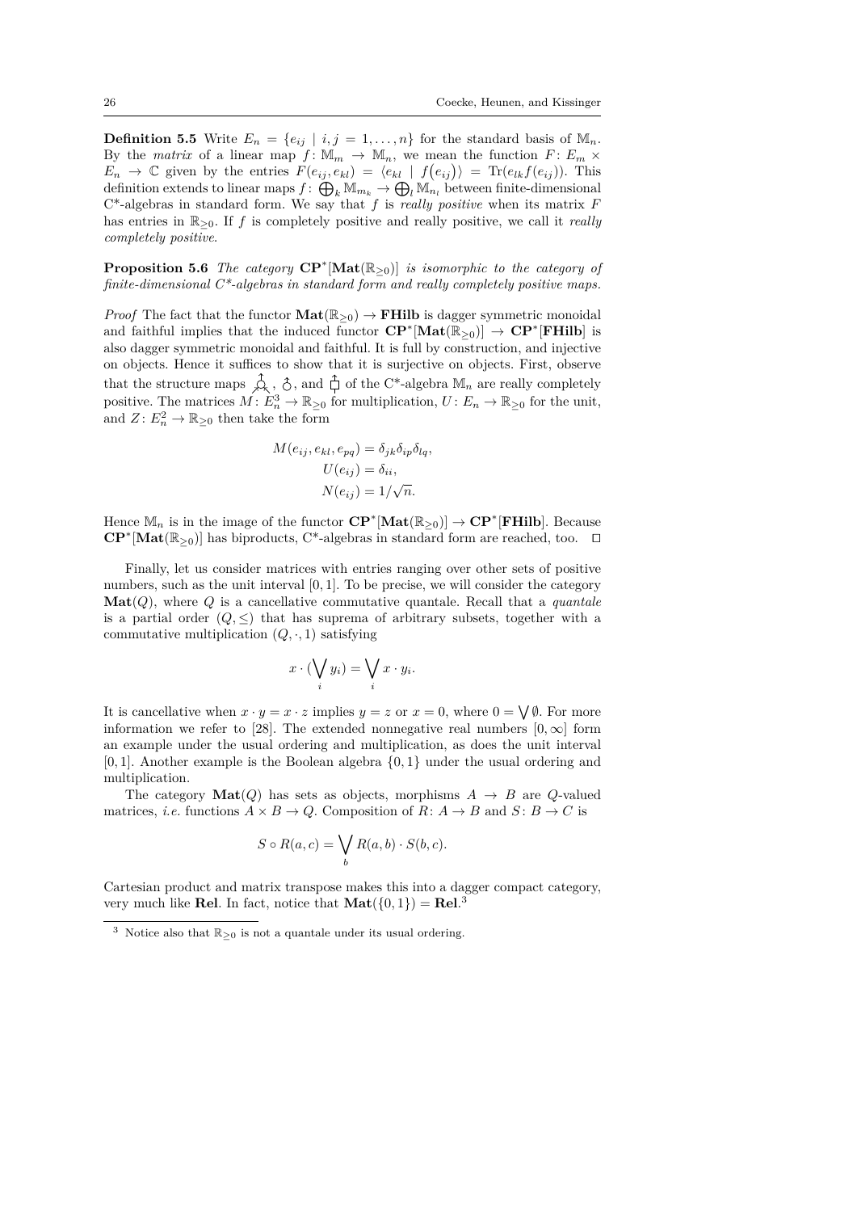**Definition 5.5** Write $E_n = \{e_{ij} \mid i, j = 1, \ldots, n\}$ for the standard basis of $\mathbb{M}_n$. By the *matrix* of a linear map $f \colon \mathbb{M}_m \to \mathbb{M}_n$, we mean the function $F \colon E_m \times E_n \to \mathbb{C}$ given by the entries $F(e_{ij}, e_{kl}) = \langle e_{kl} \mid f(e_{ij}) \rangle = \mathrm{Tr}(e_{lk} f(e_{ij}))$. This definition extends to linear maps $f \colon \bigoplus_k \mathbb{M}_{m_k} \to \bigoplus_l \mathbb{M}_{n_l}$ between finite-dimensional C\*-algebras in standard form. We say that $f$ is *really positive* when its matrix $F$ has entries in $\mathbb{R}_{\geq 0}$. If $f$ is completely positive and really positive, we call it *really completely positive*.

**Proposition 5.6** *The category* $\mathbf{CP}^*[\mathbf{Mat}(\mathbb{R}_{\geq 0})]$ *is isomorphic to the category of finite-dimensional C\*-algebras in standard form and really completely positive maps.*

*Proof* The fact that the functor $\mathbf{Mat}(\mathbb{R}_{\geq 0}) \to \mathbf{FHilb}$ is dagger symmetric monoidal and faithful implies that the induced functor $\mathbf{CP}^*[\mathbf{Mat}(\mathbb{R}_{\geq 0})] \to \mathbf{CP}^*[\mathbf{FHilb}]$ is also dagger symmetric monoidal and faithful. It is full by construction, and injective on objects. Hence it suffices to show that it is surjective on objects. First, observe that the structure maps (multiplication, unit, and the map $Z$) of the C\*-algebra $\mathbb{M}_n$ are really completely positive. The matrices $M \colon E_n^3 \to \mathbb{R}_{\geq 0}$ for multiplication, $U \colon E_n \to \mathbb{R}_{\geq 0}$ for the unit, and $Z \colon E_n^2 \to \mathbb{R}_{\geq 0}$ then take the form

$$
\begin{aligned}
M(e_{ij}, e_{kl}, e_{pq}) &= \delta_{jk} \delta_{ip} \delta_{lq}, \\
U(e_{ij}) &= \delta_{ii}, \\
N(e_{ij}) &= 1/\sqrt{n}.
\end{aligned}
$$

Hence $\mathbb{M}_n$ is in the image of the functor $\mathbf{CP}^*[\mathbf{Mat}(\mathbb{R}_{\geq 0})] \to \mathbf{CP}^*[\mathbf{FHilb}]$. Because $\mathbf{CP}^*[\mathbf{Mat}(\mathbb{R}_{\geq 0})]$ has biproducts, C\*-algebras in standard form are reached, too. □

Finally, let us consider matrices with entries ranging over other sets of positive numbers, such as the unit interval $[0,1]$. To be precise, we will consider the category $\mathbf{Mat}(Q)$, where $Q$ is a cancellative commutative quantale. Recall that a *quantale* is a partial order $(Q, \leq)$ that has suprema of arbitrary subsets, together with a commutative multiplication $(Q, \cdot, 1)$ satisfying

$$
x \cdot (\bigvee_i y_i) = \bigvee_i x \cdot y_i.
$$

It is cancellative when $x \cdot y = x \cdot z$ implies $y = z$ or $x = 0$, where $0 = \bigvee \emptyset$. For more information we refer to [28]. The extended nonnegative real numbers $[0, \infty]$ form an example under the usual ordering and multiplication, as does the unit interval $[0,1]$. Another example is the Boolean algebra $\{0,1\}$ under the usual ordering and multiplication.

The category $\mathbf{Mat}(Q)$ has sets as objects, morphisms $A \to B$ are $Q$-valued matrices, *i.e.* functions $A \times B \to Q$. Composition of $R \colon A \to B$ and $S \colon B \to C$ is

$$
S \circ R(a, c) = \bigvee_b R(a, b) \cdot S(b, c).
$$

Cartesian product and matrix transpose makes this into a dagger compact category, very much like $\mathbf{Rel}$. In fact, notice that $\mathbf{Mat}(\{0,1\}) = \mathbf{Rel}$.[3]

[3] Notice also that $\mathbb{R}_{\geq 0}$ is not a quantale under its usual ordering.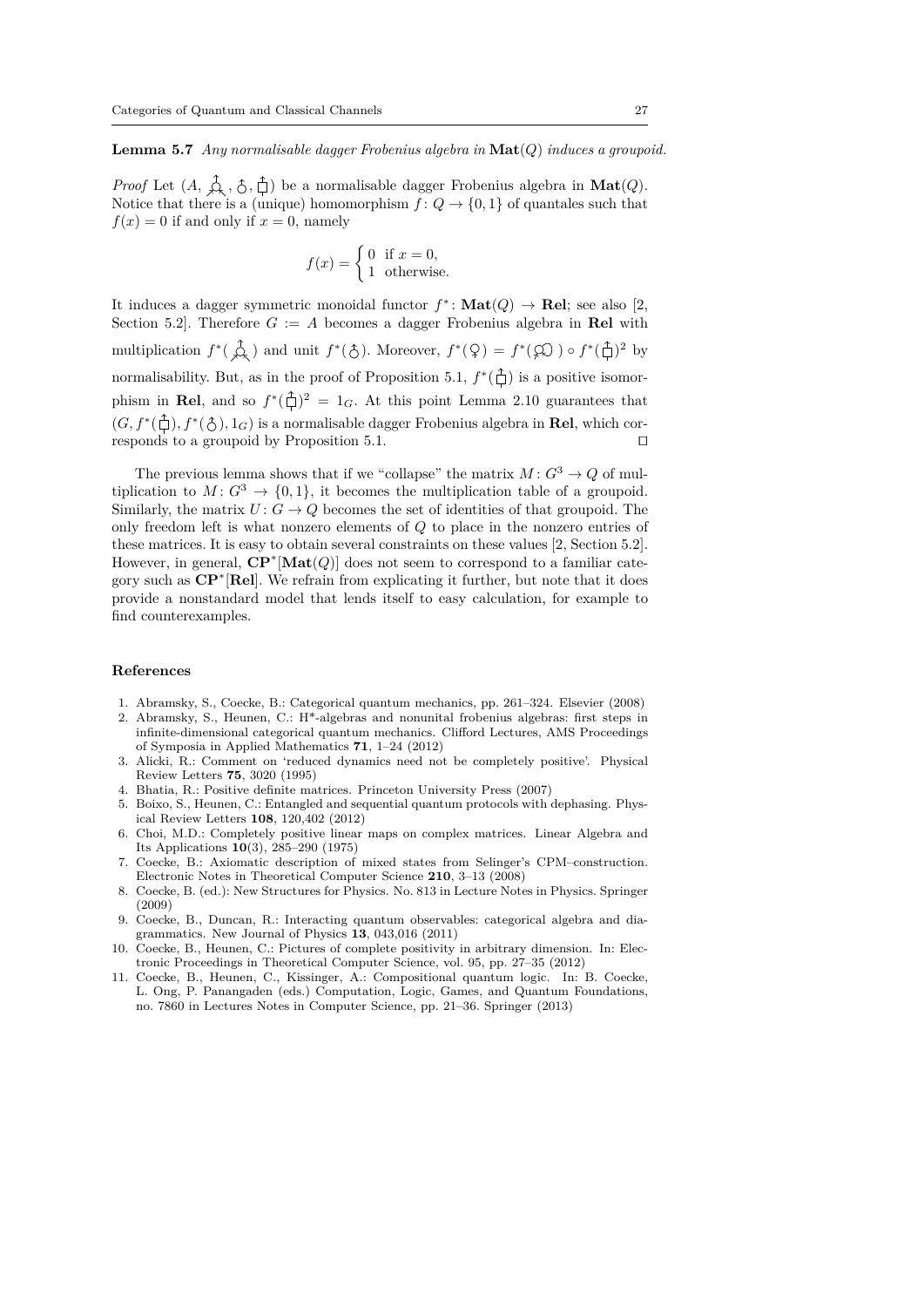**Lemma 5.7** *Any normalisable dagger Frobenius algebra in* $\mathbf{Mat}(Q)$ *induces a groupoid.*

*Proof* Let $(A, \text{multiplication}, \text{unit}, \text{normaliser})$ be a normalisable dagger Frobenius algebra in $\mathbf{Mat}(Q)$. Notice that there is a (unique) homomorphism $f\colon Q \to \{0,1\}$ of quantales such that $f(x) = 0$ if and only if $x = 0$, namely

$$f(x) = \begin{cases} 0 & \text{if } x = 0, \\ 1 & \text{otherwise.} \end{cases}$$

It induces a dagger symmetric monoidal functor $f^*\colon \mathbf{Mat}(Q) \to \mathbf{Rel}$; see also [2, Section 5.2]. Therefore $G := A$ becomes a dagger Frobenius algebra in $\mathbf{Rel}$ with multiplication $f^*(\text{multiplication})$ and unit $f^*(\text{unit})$. Moreover, $f^*(\text{identity}) = f^*(\text{loop}) \circ f^*(\text{normaliser})^2$ by normalisability. But, as in the proof of Proposition 5.1, $f^*(\text{normaliser})$ is a positive isomorphism in $\mathbf{Rel}$, and so $f^*(\text{normaliser})^2 = 1_G$. At this point Lemma 2.10 guarantees that $(G, f^*(\text{normaliser}), f^*(\text{unit}), 1_G)$ is a normalisable dagger Frobenius algebra in $\mathbf{Rel}$, which corresponds to a groupoid by Proposition 5.1. $\square$

The previous lemma shows that if we "collapse" the matrix $M\colon G^3 \to Q$ of multiplication to $M\colon G^3 \to \{0,1\}$, it becomes the multiplication table of a groupoid. Similarly, the matrix $U\colon G \to Q$ becomes the set of identities of that groupoid. The only freedom left is what nonzero elements of $Q$ to place in the nonzero entries of these matrices. It is easy to obtain several constraints on these values [2, Section 5.2]. However, in general, $\mathbf{CP}^*[\mathbf{Mat}(Q)]$ does not seem to correspond to a familiar category such as $\mathbf{CP}^*[\mathbf{Rel}]$. We refrain from explicating it further, but note that it does provide a nonstandard model that lends itself to easy calculation, for example to find counterexamples.

## References

1. Abramsky, S., Coecke, B.: Categorical quantum mechanics, pp. 261–324. Elsevier (2008)
2. Abramsky, S., Heunen, C.: H*-algebras and nonunital frobenius algebras: first steps in infinite-dimensional categorical quantum mechanics. Clifford Lectures, AMS Proceedings of Symposia in Applied Mathematics **71**, 1–24 (2012)
3. Alicki, R.: Comment on 'reduced dynamics need not be completely positive'. Physical Review Letters **75**, 3020 (1995)
4. Bhatia, R.: Positive definite matrices. Princeton University Press (2007)
5. Boixo, S., Heunen, C.: Entangled and sequential quantum protocols with dephasing. Physical Review Letters **108**, 120,402 (2012)
6. Choi, M.D.: Completely positive linear maps on complex matrices. Linear Algebra and Its Applications **10**(3), 285–290 (1975)
7. Coecke, B.: Axiomatic description of mixed states from Selinger's CPM–construction. Electronic Notes in Theoretical Computer Science **210**, 3–13 (2008)
8. Coecke, B. (ed.): New Structures for Physics. No. 813 in Lecture Notes in Physics. Springer (2009)
9. Coecke, B., Duncan, R.: Interacting quantum observables: categorical algebra and diagrammatics. New Journal of Physics **13**, 043,016 (2011)
10. Coecke, B., Heunen, C.: Pictures of complete positivity in arbitrary dimension. In: Electronic Proceedings in Theoretical Computer Science, vol. 95, pp. 27–35 (2012)
11. Coecke, B., Heunen, C., Kissinger, A.: Compositional quantum logic. In: B. Coecke, L. Ong, P. Panangaden (eds.) Computation, Logic, Games, and Quantum Foundations, no. 7860 in Lectures Notes in Computer Science, pp. 21–36. Springer (2013)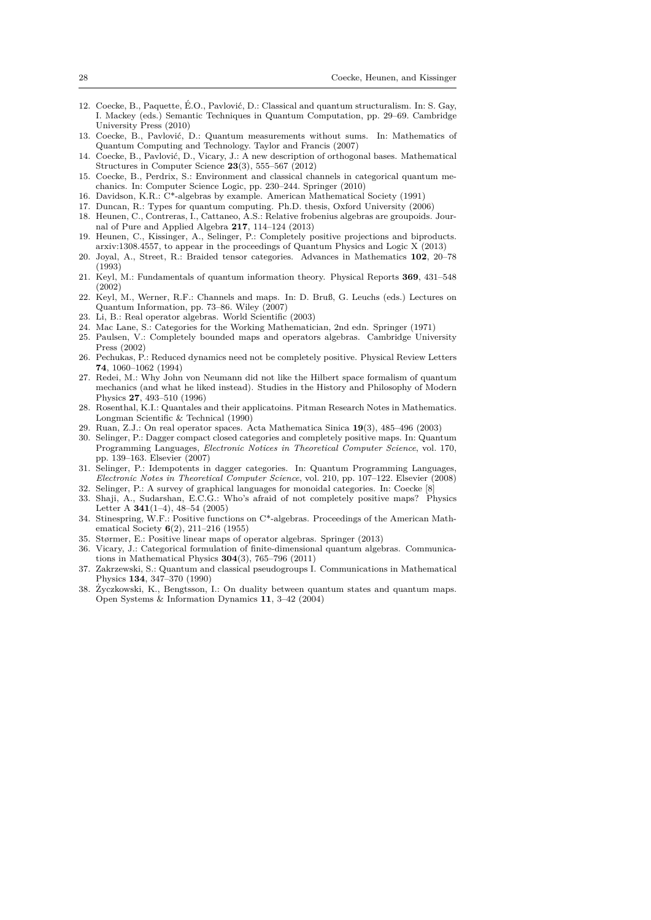12. Coecke, B., Paquette, É.O., Pavlović, D.: Classical and quantum structuralism. In: S. Gay, I. Mackey (eds.) Semantic Techniques in Quantum Computation, pp. 29–69. Cambridge University Press (2010)
13. Coecke, B., Pavlović, D.: Quantum measurements without sums. In: Mathematics of Quantum Computing and Technology. Taylor and Francis (2007)
14. Coecke, B., Pavlović, D., Vicary, J.: A new description of orthogonal bases. Mathematical Structures in Computer Science **23**(3), 555–567 (2012)
15. Coecke, B., Perdrix, S.: Environment and classical channels in categorical quantum mechanics. In: Computer Science Logic, pp. 230–244. Springer (2010)
16. Davidson, K.R.: C*-algebras by example. American Mathematical Society (1991)
17. Duncan, R.: Types for quantum computing. Ph.D. thesis, Oxford University (2006)
18. Heunen, C., Contreras, I., Cattaneo, A.S.: Relative frobenius algebras are groupoids. Journal of Pure and Applied Algebra **217**, 114–124 (2013)
19. Heunen, C., Kissinger, A., Selinger, P.: Completely positive projections and biproducts. arxiv:1308.4557, to appear in the proceedings of Quantum Physics and Logic X (2013)
20. Joyal, A., Street, R.: Braided tensor categories. Advances in Mathematics **102**, 20–78 (1993)
21. Keyl, M.: Fundamentals of quantum information theory. Physical Reports **369**, 431–548 (2002)
22. Keyl, M., Werner, R.F.: Channels and maps. In: D. Bruß, G. Leuchs (eds.) Lectures on Quantum Information, pp. 73–86. Wiley (2007)
23. Li, B.: Real operator algebras. World Scientific (2003)
24. Mac Lane, S.: Categories for the Working Mathematician, 2nd edn. Springer (1971)
25. Paulsen, V.: Completely bounded maps and operators algebras. Cambridge University Press (2002)
26. Pechukas, P.: Reduced dynamics need not be completely positive. Physical Review Letters **74**, 1060–1062 (1994)
27. Redei, M.: Why John von Neumann did not like the Hilbert space formalism of quantum mechanics (and what he liked instead). Studies in the History and Philosophy of Modern Physics **27**, 493–510 (1996)
28. Rosenthal, K.I.: Quantales and their applicatoins. Pitman Research Notes in Mathematics. Longman Scientific & Technical (1990)
29. Ruan, Z.J.: On real operator spaces. Acta Mathematica Sinica **19**(3), 485–496 (2003)
30. Selinger, P.: Dagger compact closed categories and completely positive maps. In: Quantum Programming Languages, *Electronic Notices in Theoretical Computer Science*, vol. 170, pp. 139–163. Elsevier (2007)
31. Selinger, P.: Idempotents in dagger categories. In: Quantum Programming Languages, *Electronic Notes in Theoretical Computer Science*, vol. 210, pp. 107–122. Elsevier (2008)
32. Selinger, P.: A survey of graphical languages for monoidal categories. In: Coecke [8]
33. Shaji, A., Sudarshan, E.C.G.: Who's afraid of not completely positive maps? Physics Letter A **341**(1–4), 48–54 (2005)
34. Stinespring, W.F.: Positive functions on C*-algebras. Proceedings of the American Mathematical Society **6**(2), 211–216 (1955)
35. Størmer, E.: Positive linear maps of operator algebras. Springer (2013)
36. Vicary, J.: Categorical formulation of finite-dimensional quantum algebras. Communications in Mathematical Physics **304**(3), 765–796 (2011)
37. Zakrzewski, S.: Quantum and classical pseudogroups I. Communications in Mathematical Physics **134**, 347–370 (1990)
38. Życzkowski, K., Bengtsson, I.: On duality between quantum states and quantum maps. Open Systems & Information Dynamics **11**, 3–42 (2004)